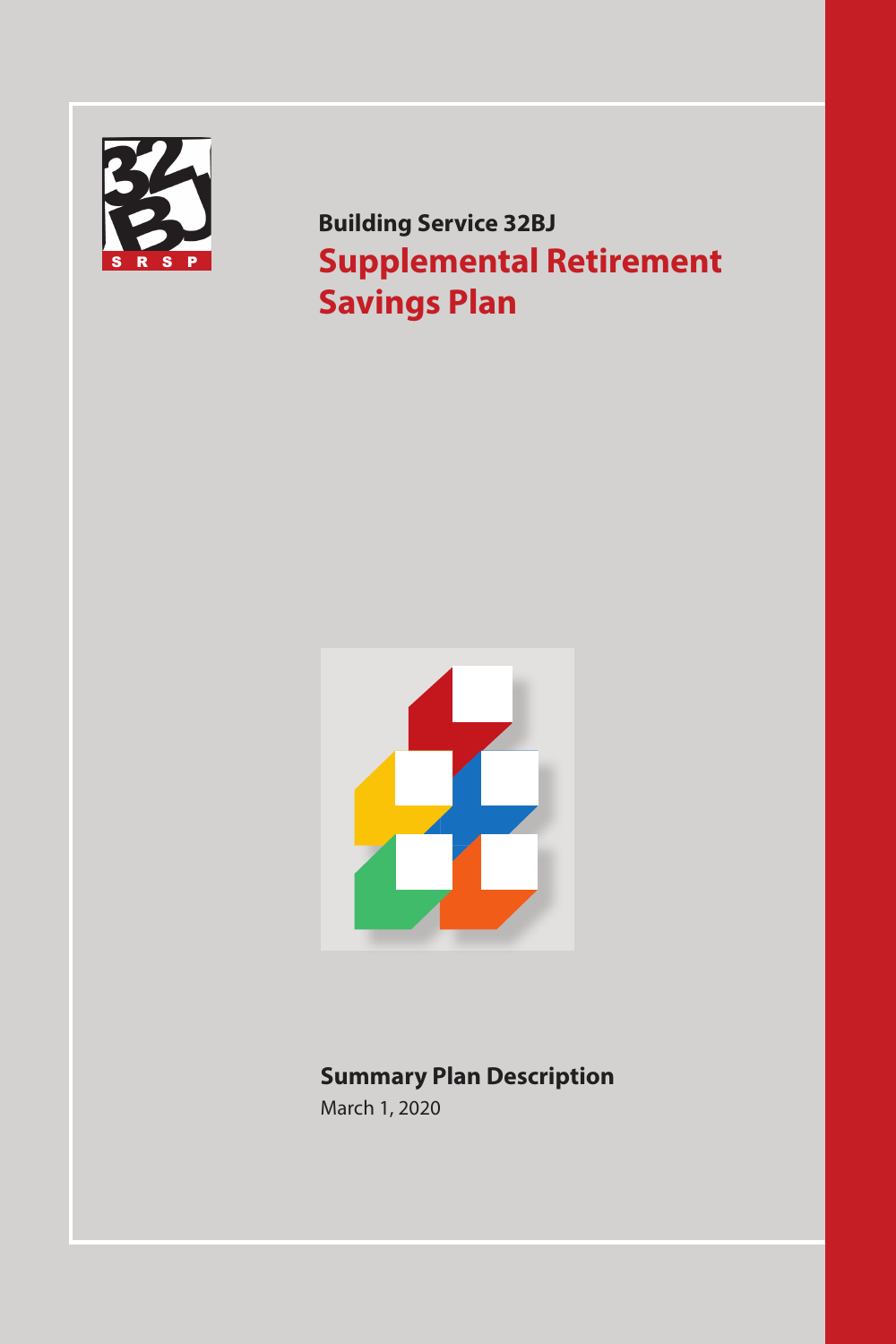32BJ SRSP

**Building Service 32BJ**

# Supplemental Retirement Savings Plan

**Summary Plan Description**

March 1, 2020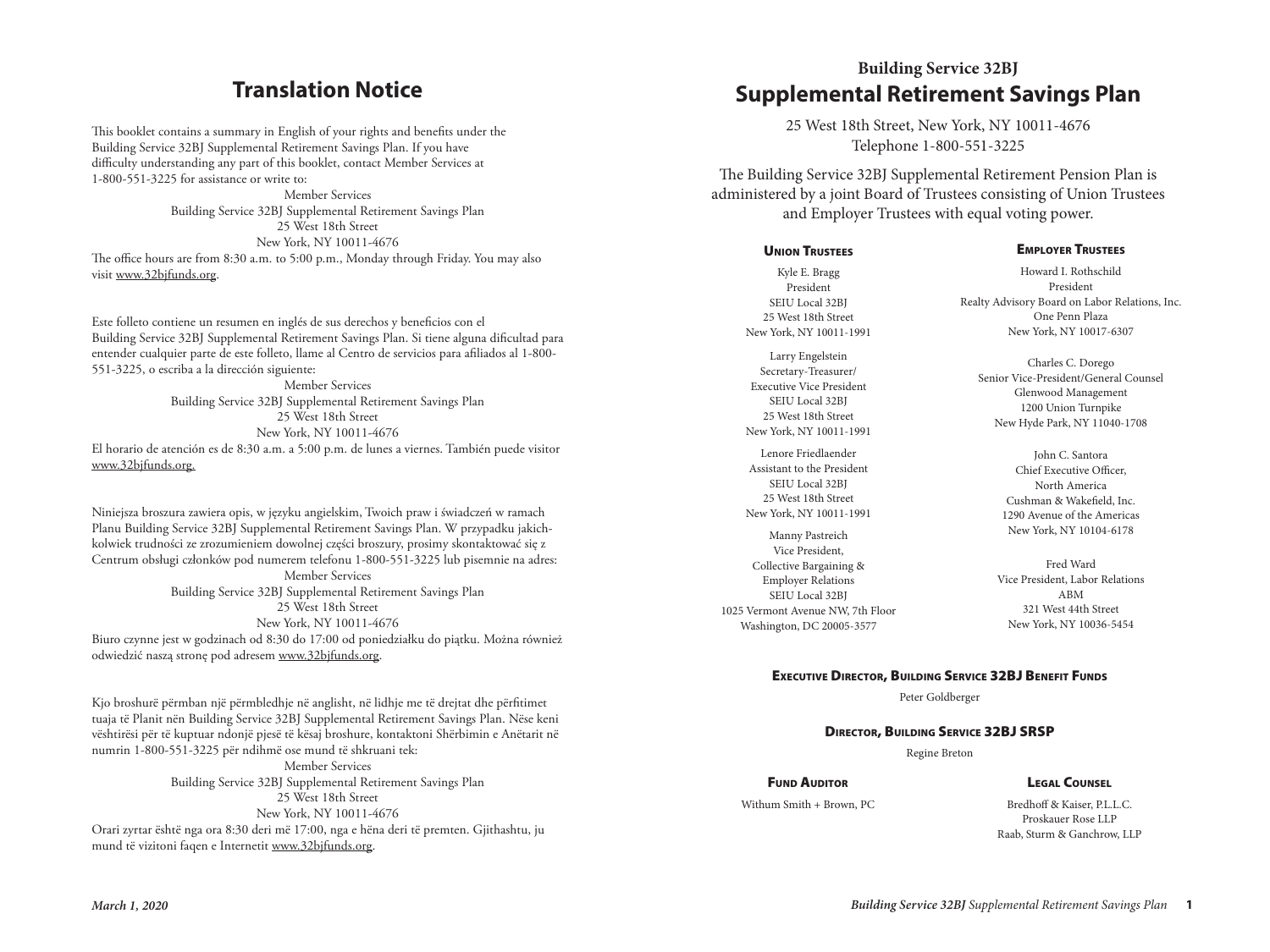# Translation Notice

This booklet contains a summary in English of your rights and benefits under the Building Service 32BJ Supplemental Retirement Savings Plan. If you have difficulty understanding any part of this booklet, contact Member Services at 1-800-551-3225 for assistance or write to:

Member Services
Building Service 32BJ Supplemental Retirement Savings Plan
25 West 18th Street
New York, NY 10011-4676

The office hours are from 8:30 a.m. to 5:00 p.m., Monday through Friday. You may also visit www.32bjfunds.org.

Este folleto contiene un resumen en inglés de sus derechos y beneficios con el Building Service 32BJ Supplemental Retirement Savings Plan. Si tiene alguna dificultad para entender cualquier parte de este folleto, llame al Centro de servicios para afiliados al 1-800-551-3225, o escriba a la dirección siguiente:

Member Services
Building Service 32BJ Supplemental Retirement Savings Plan
25 West 18th Street
New York, NY 10011-4676

El horario de atención es de 8:30 a.m. a 5:00 p.m. de lunes a viernes. También puede visitor www.32bjfunds.org.

Niniejsza broszura zawiera opis, w języku angielskim, Twoich praw i świadczeń w ramach Planu Building Service 32BJ Supplemental Retirement Savings Plan. W przypadku jakichkolwiek trudności ze zrozumieniem dowolnej części broszury, prosimy skontaktować się z Centrum obsługi członków pod numerem telefonu 1-800-551-3225 lub pisemnie na adres:

Member Services
Building Service 32BJ Supplemental Retirement Savings Plan
25 West 18th Street
New York, NY 10011-4676

Biuro czynne jest w godzinach od 8:30 do 17:00 od poniedziałku do piątku. Można również odwiedzić naszą stronę pod adresem www.32bjfunds.org.

Kjo broshurë përmban një përmbledhje në anglisht, në lidhje me të drejtat dhe përfitimet tuaja të Planit nën Building Service 32BJ Supplemental Retirement Savings Plan. Nëse keni vështirësi për të kuptuar ndonjë pjesë të kësaj broshure, kontaktoni Shërbimin e Anëtarit në numrin 1-800-551-3225 për ndihmë ose mund të shkruani tek:

Member Services
Building Service 32BJ Supplemental Retirement Savings Plan
25 West 18th Street
New York, NY 10011-4676

Orari zyrtar është nga ora 8:30 deri më 17:00, nga e hëna deri të premten. Gjithashtu, ju mund të vizitoni faqen e Internetit www.32bjfunds.org.

March 1, 2020

## Building Service 32BJ
# Supplemental Retirement Savings Plan

25 West 18th Street, New York, NY 10011-4676
Telephone 1-800-551-3225

The Building Service 32BJ Supplemental Retirement Pension Plan is administered by a joint Board of Trustees consisting of Union Trustees and Employer Trustees with equal voting power.

### Union Trustees

Kyle E. Bragg
President
SEIU Local 32BJ
25 West 18th Street
New York, NY 10011-1991

Larry Engelstein
Secretary-Treasurer/
Executive Vice President
SEIU Local 32BJ
25 West 18th Street
New York, NY 10011-1991

Lenore Friedlaender
Assistant to the President
SEIU Local 32BJ
25 West 18th Street
New York, NY 10011-1991

Manny Pastreich
Vice President,
Collective Bargaining &
Employer Relations
SEIU Local 32BJ
1025 Vermont Avenue NW, 7th Floor
Washington, DC 20005-3577

### Employer Trustees

Howard I. Rothschild
President
Realty Advisory Board on Labor Relations, Inc.
One Penn Plaza
New York, NY 10017-6307

Charles C. Dorego
Senior Vice-President/General Counsel
Glenwood Management
1200 Union Turnpike
New Hyde Park, NY 11040-1708

John C. Santora
Chief Executive Officer,
North America
Cushman & Wakefield, Inc.
1290 Avenue of the Americas
New York, NY 10104-6178

Fred Ward
Vice President, Labor Relations
ABM
321 West 44th Street
New York, NY 10036-5454

### Executive Director, Building Service 32BJ Benefit Funds

Peter Goldberger

### Director, Building Service 32BJ SRSP

Regine Breton

### Fund Auditor

Withum Smith + Brown, PC

### Legal Counsel

Bredhoff & Kaiser, P.L.L.C.
Proskauer Rose LLP
Raab, Sturm & Ganchrow, LLP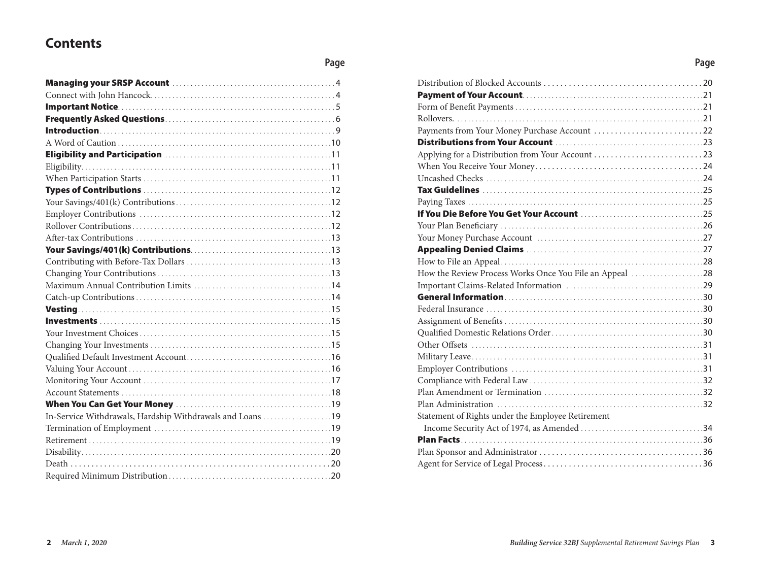# Contents

| | Page |
|---|---|
| **Managing your SRSP Account** | 4 |
| Connect with John Hancock | 4 |
| **Important Notice** | 5 |
| **Frequently Asked Questions** | 6 |
| **Introduction** | 9 |
| A Word of Caution | 10 |
| **Eligibility and Participation** | 11 |
| Eligibility | 11 |
| When Participation Starts | 11 |
| **Types of Contributions** | 12 |
| Your Savings/401(k) Contributions | 12 |
| Employer Contributions | 12 |
| Rollover Contributions | 12 |
| After-tax Contributions | 13 |
| **Your Savings/401(k) Contributions** | 13 |
| Contributing with Before-Tax Dollars | 13 |
| Changing Your Contributions | 13 |
| Maximum Annual Contribution Limits | 14 |
| Catch-up Contributions | 14 |
| **Vesting** | 15 |
| **Investments** | 15 |
| Your Investment Choices | 15 |
| Changing Your Investments | 15 |
| Qualified Default Investment Account | 16 |
| Valuing Your Account | 16 |
| Monitoring Your Account | 17 |
| Account Statements | 18 |
| **When You Can Get Your Money** | 19 |
| In-Service Withdrawals, Hardship Withdrawals and Loans | 19 |
| Termination of Employment | 19 |
| Retirement | 19 |
| Disability | 20 |
| Death | 20 |
| Required Minimum Distribution | 20 |
| Distribution of Blocked Accounts | 20 |
| **Payment of Your Account** | 21 |
| Form of Benefit Payments | 21 |
| Rollovers | 21 |
| Payments from Your Money Purchase Account | 22 |
| **Distributions from Your Account** | 23 |
| Applying for a Distribution from Your Account | 23 |
| When You Receive Your Money | 24 |
| Uncashed Checks | 24 |
| **Tax Guidelines** | 25 |
| Paying Taxes | 25 |
| **If You Die Before You Get Your Account** | 25 |
| Your Plan Beneficiary | 26 |
| Your Money Purchase Account | 27 |
| **Appealing Denied Claims** | 27 |
| How to File an Appeal | 28 |
| How the Review Process Works Once You File an Appeal | 28 |
| Important Claims-Related Information | 29 |
| **General Information** | 30 |
| Federal Insurance | 30 |
| Assignment of Benefits | 30 |
| Qualified Domestic Relations Order | 30 |
| Other Offsets | 31 |
| Military Leave | 31 |
| Employer Contributions | 31 |
| Compliance with Federal Law | 32 |
| Plan Amendment or Termination | 32 |
| Plan Administration | 32 |
| Statement of Rights under the Employee Retirement Income Security Act of 1974, as Amended | 34 |
| **Plan Facts** | 36 |
| Plan Sponsor and Administrator | 36 |
| Agent for Service of Legal Process | 36 |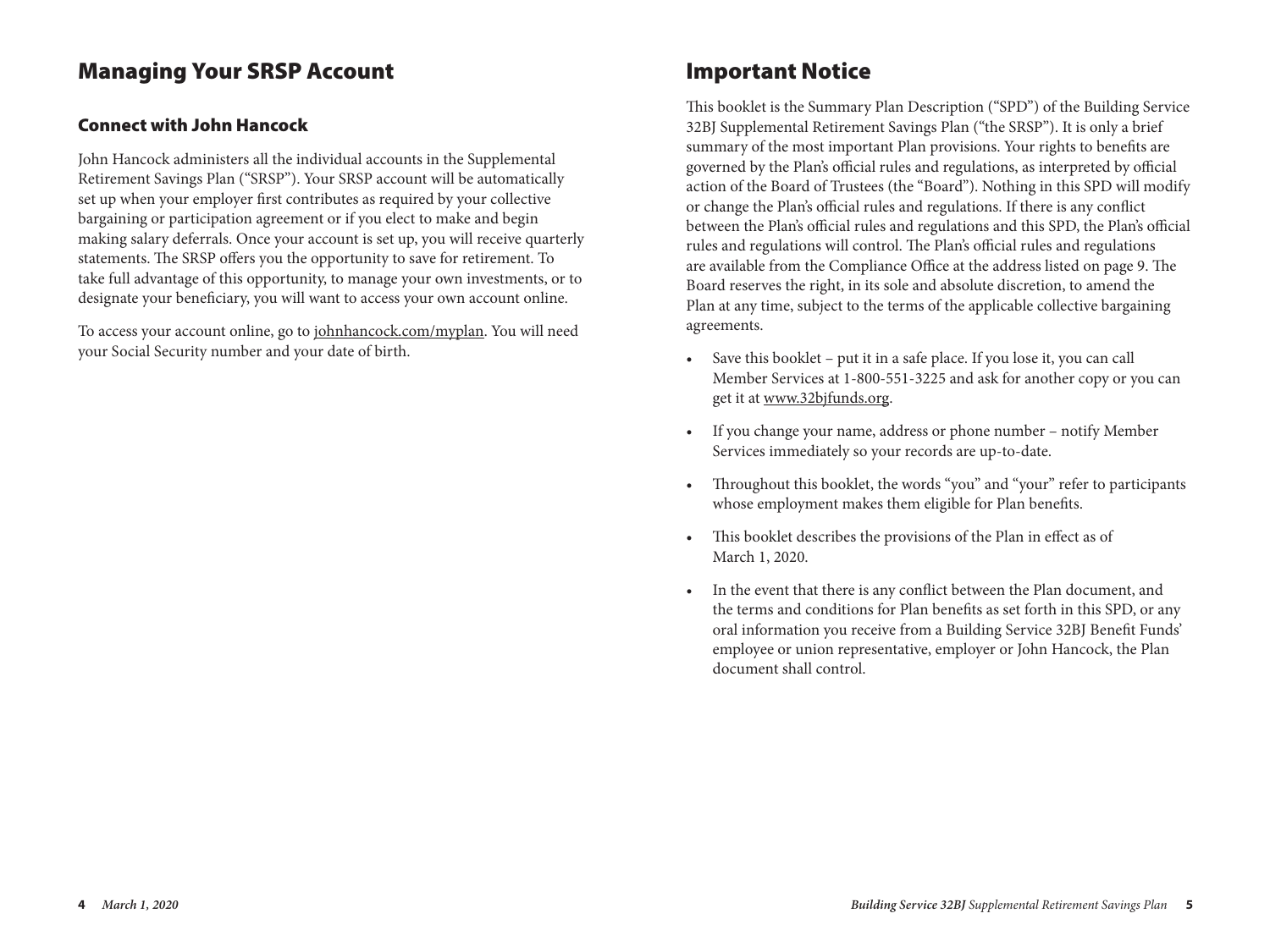# Managing Your SRSP Account

## Connect with John Hancock

John Hancock administers all the individual accounts in the Supplemental Retirement Savings Plan ("SRSP"). Your SRSP account will be automatically set up when your employer first contributes as required by your collective bargaining or participation agreement or if you elect to make and begin making salary deferrals. Once your account is set up, you will receive quarterly statements. The SRSP offers you the opportunity to save for retirement. To take full advantage of this opportunity, to manage your own investments, or to designate your beneficiary, you will want to access your own account online.

To access your account online, go to johnhancock.com/myplan. You will need your Social Security number and your date of birth.

# Important Notice

This booklet is the Summary Plan Description ("SPD") of the Building Service 32BJ Supplemental Retirement Savings Plan ("the SRSP"). It is only a brief summary of the most important Plan provisions. Your rights to benefits are governed by the Plan's official rules and regulations, as interpreted by official action of the Board of Trustees (the "Board"). Nothing in this SPD will modify or change the Plan's official rules and regulations. If there is any conflict between the Plan's official rules and regulations and this SPD, the Plan's official rules and regulations will control. The Plan's official rules and regulations are available from the Compliance Office at the address listed on page 9. The Board reserves the right, in its sole and absolute discretion, to amend the Plan at any time, subject to the terms of the applicable collective bargaining agreements.

- Save this booklet – put it in a safe place. If you lose it, you can call Member Services at 1-800-551-3225 and ask for another copy or you can get it at www.32bjfunds.org.
- If you change your name, address or phone number – notify Member Services immediately so your records are up-to-date.
- Throughout this booklet, the words "you" and "your" refer to participants whose employment makes them eligible for Plan benefits.
- This booklet describes the provisions of the Plan in effect as of March 1, 2020.
- In the event that there is any conflict between the Plan document, and the terms and conditions for Plan benefits as set forth in this SPD, or any oral information you receive from a Building Service 32BJ Benefit Funds' employee or union representative, employer or John Hancock, the Plan document shall control.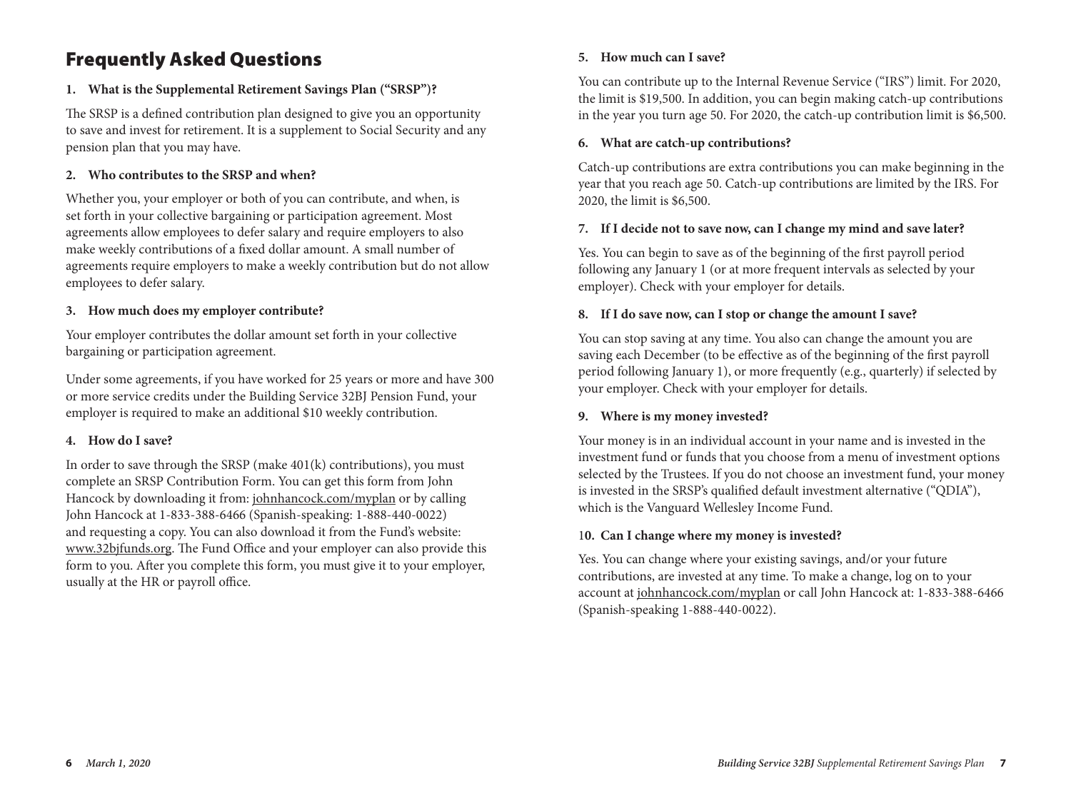# Frequently Asked Questions

### 1. What is the Supplemental Retirement Savings Plan ("SRSP")?

The SRSP is a defined contribution plan designed to give you an opportunity to save and invest for retirement. It is a supplement to Social Security and any pension plan that you may have.

### 2. Who contributes to the SRSP and when?

Whether you, your employer or both of you can contribute, and when, is set forth in your collective bargaining or participation agreement. Most agreements allow employees to defer salary and require employers to also make weekly contributions of a fixed dollar amount. A small number of agreements require employers to make a weekly contribution but do not allow employees to defer salary.

### 3. How much does my employer contribute?

Your employer contributes the dollar amount set forth in your collective bargaining or participation agreement.

Under some agreements, if you have worked for 25 years or more and have 300 or more service credits under the Building Service 32BJ Pension Fund, your employer is required to make an additional $10 weekly contribution.

### 4. How do I save?

In order to save through the SRSP (make 401(k) contributions), you must complete an SRSP Contribution Form. You can get this form from John Hancock by downloading it from: johnhancock.com/myplan or by calling John Hancock at 1-833-388-6466 (Spanish-speaking: 1-888-440-0022) and requesting a copy. You can also download it from the Fund's website: www.32bjfunds.org. The Fund Office and your employer can also provide this form to you. After you complete this form, you must give it to your employer, usually at the HR or payroll office.

### 5. How much can I save?

You can contribute up to the Internal Revenue Service ("IRS") limit. For 2020, the limit is $19,500. In addition, you can begin making catch-up contributions in the year you turn age 50. For 2020, the catch-up contribution limit is $6,500.

### 6. What are catch-up contributions?

Catch-up contributions are extra contributions you can make beginning in the year that you reach age 50. Catch-up contributions are limited by the IRS. For 2020, the limit is $6,500.

### 7. If I decide not to save now, can I change my mind and save later?

Yes. You can begin to save as of the beginning of the first payroll period following any January 1 (or at more frequent intervals as selected by your employer). Check with your employer for details.

### 8. If I do save now, can I stop or change the amount I save?

You can stop saving at any time. You also can change the amount you are saving each December (to be effective as of the beginning of the first payroll period following January 1), or more frequently (e.g., quarterly) if selected by your employer. Check with your employer for details.

### 9. Where is my money invested?

Your money is in an individual account in your name and is invested in the investment fund or funds that you choose from a menu of investment options selected by the Trustees. If you do not choose an investment fund, your money is invested in the SRSP's qualified default investment alternative ("QDIA"), which is the Vanguard Wellesley Income Fund.

### 10. Can I change where my money is invested?

Yes. You can change where your existing savings, and/or your future contributions, are invested at any time. To make a change, log on to your account at johnhancock.com/myplan or call John Hancock at: 1-833-388-6466 (Spanish-speaking 1-888-440-0022).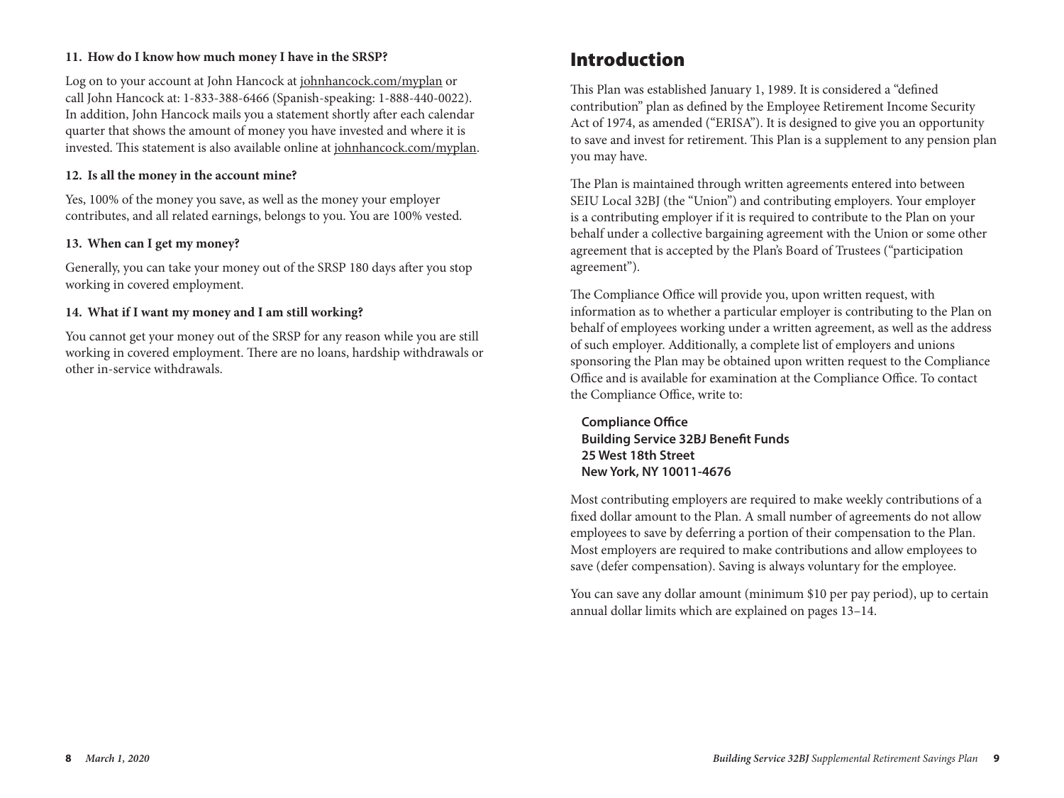**11. How do I know how much money I have in the SRSP?**

Log on to your account at John Hancock at johnhancock.com/myplan or call John Hancock at: 1-833-388-6466 (Spanish-speaking: 1-888-440-0022). In addition, John Hancock mails you a statement shortly after each calendar quarter that shows the amount of money you have invested and where it is invested. This statement is also available online at johnhancock.com/myplan.

**12. Is all the money in the account mine?**

Yes, 100% of the money you save, as well as the money your employer contributes, and all related earnings, belongs to you. You are 100% vested.

**13. When can I get my money?**

Generally, you can take your money out of the SRSP 180 days after you stop working in covered employment.

**14. What if I want my money and I am still working?**

You cannot get your money out of the SRSP for any reason while you are still working in covered employment. There are no loans, hardship withdrawals or other in-service withdrawals.

# Introduction

This Plan was established January 1, 1989. It is considered a "defined contribution" plan as defined by the Employee Retirement Income Security Act of 1974, as amended ("ERISA"). It is designed to give you an opportunity to save and invest for retirement. This Plan is a supplement to any pension plan you may have.

The Plan is maintained through written agreements entered into between SEIU Local 32BJ (the "Union") and contributing employers. Your employer is a contributing employer if it is required to contribute to the Plan on your behalf under a collective bargaining agreement with the Union or some other agreement that is accepted by the Plan's Board of Trustees ("participation agreement").

The Compliance Office will provide you, upon written request, with information as to whether a particular employer is contributing to the Plan on behalf of employees working under a written agreement, as well as the address of such employer. Additionally, a complete list of employers and unions sponsoring the Plan may be obtained upon written request to the Compliance Office and is available for examination at the Compliance Office. To contact the Compliance Office, write to:

**Compliance Office**
**Building Service 32BJ Benefit Funds**
**25 West 18th Street**
**New York, NY 10011-4676**

Most contributing employers are required to make weekly contributions of a fixed dollar amount to the Plan. A small number of agreements do not allow employees to save by deferring a portion of their compensation to the Plan. Most employers are required to make contributions and allow employees to save (defer compensation). Saving is always voluntary for the employee.

You can save any dollar amount (minimum $10 per pay period), up to certain annual dollar limits which are explained on pages 13–14.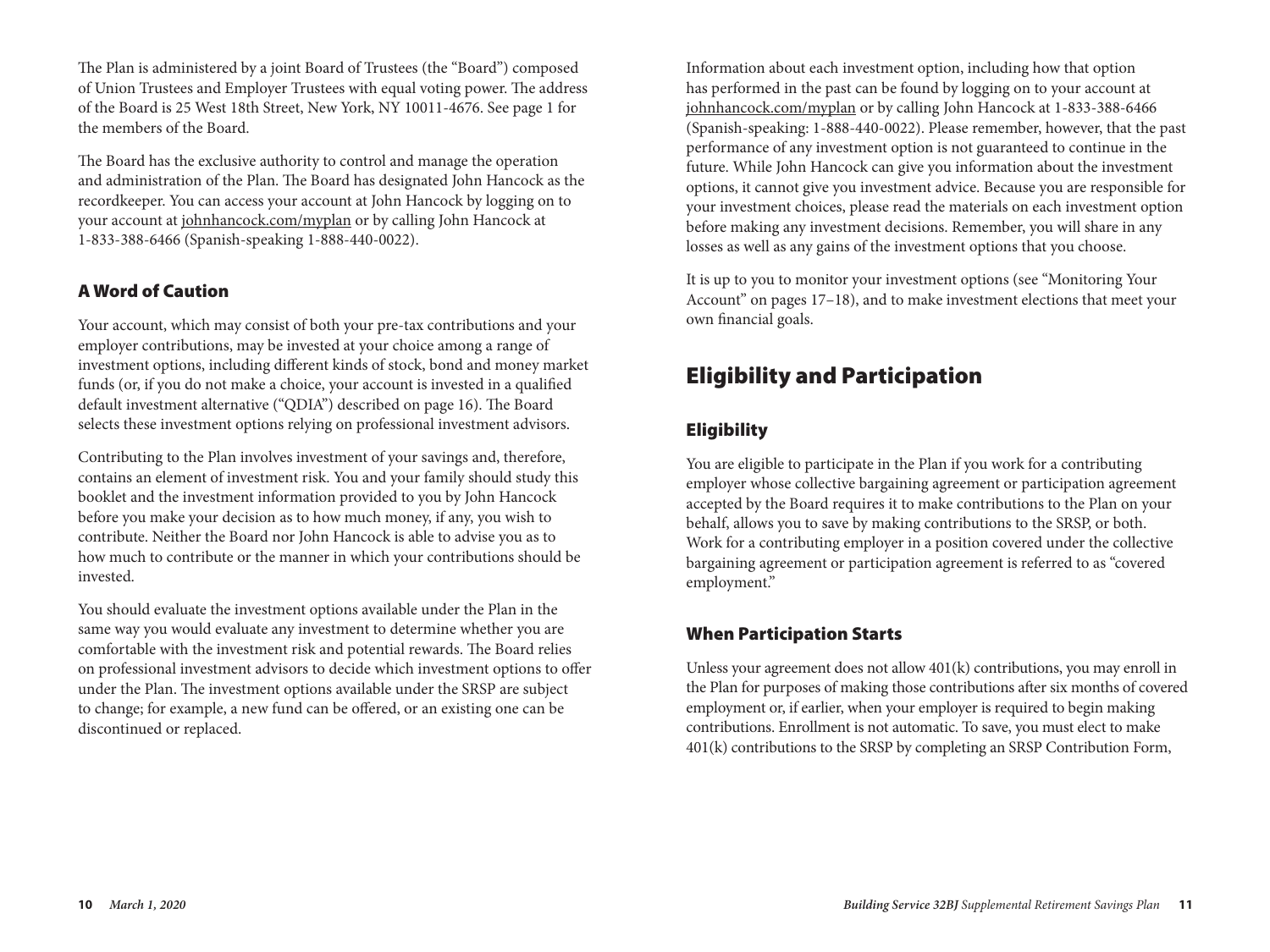The Plan is administered by a joint Board of Trustees (the "Board") composed of Union Trustees and Employer Trustees with equal voting power. The address of the Board is 25 West 18th Street, New York, NY 10011-4676. See page 1 for the members of the Board.

The Board has the exclusive authority to control and manage the operation and administration of the Plan. The Board has designated John Hancock as the recordkeeper. You can access your account at John Hancock by logging on to your account at johnhancock.com/myplan or by calling John Hancock at 1-833-388-6466 (Spanish-speaking 1-888-440-0022).

### A Word of Caution

Your account, which may consist of both your pre-tax contributions and your employer contributions, may be invested at your choice among a range of investment options, including different kinds of stock, bond and money market funds (or, if you do not make a choice, your account is invested in a qualified default investment alternative ("QDIA") described on page 16). The Board selects these investment options relying on professional investment advisors.

Contributing to the Plan involves investment of your savings and, therefore, contains an element of investment risk. You and your family should study this booklet and the investment information provided to you by John Hancock before you make your decision as to how much money, if any, you wish to contribute. Neither the Board nor John Hancock is able to advise you as to how much to contribute or the manner in which your contributions should be invested.

You should evaluate the investment options available under the Plan in the same way you would evaluate any investment to determine whether you are comfortable with the investment risk and potential rewards. The Board relies on professional investment advisors to decide which investment options to offer under the Plan. The investment options available under the SRSP are subject to change; for example, a new fund can be offered, or an existing one can be discontinued or replaced.

Information about each investment option, including how that option has performed in the past can be found by logging on to your account at johnhancock.com/myplan or by calling John Hancock at 1-833-388-6466 (Spanish-speaking: 1-888-440-0022). Please remember, however, that the past performance of any investment option is not guaranteed to continue in the future. While John Hancock can give you information about the investment options, it cannot give you investment advice. Because you are responsible for your investment choices, please read the materials on each investment option before making any investment decisions. Remember, you will share in any losses as well as any gains of the investment options that you choose.

It is up to you to monitor your investment options (see "Monitoring Your Account" on pages 17–18), and to make investment elections that meet your own financial goals.

## Eligibility and Participation

### Eligibility

You are eligible to participate in the Plan if you work for a contributing employer whose collective bargaining agreement or participation agreement accepted by the Board requires it to make contributions to the Plan on your behalf, allows you to save by making contributions to the SRSP, or both. Work for a contributing employer in a position covered under the collective bargaining agreement or participation agreement is referred to as "covered employment."

### When Participation Starts

Unless your agreement does not allow 401(k) contributions, you may enroll in the Plan for purposes of making those contributions after six months of covered employment or, if earlier, when your employer is required to begin making contributions. Enrollment is not automatic. To save, you must elect to make 401(k) contributions to the SRSP by completing an SRSP Contribution Form,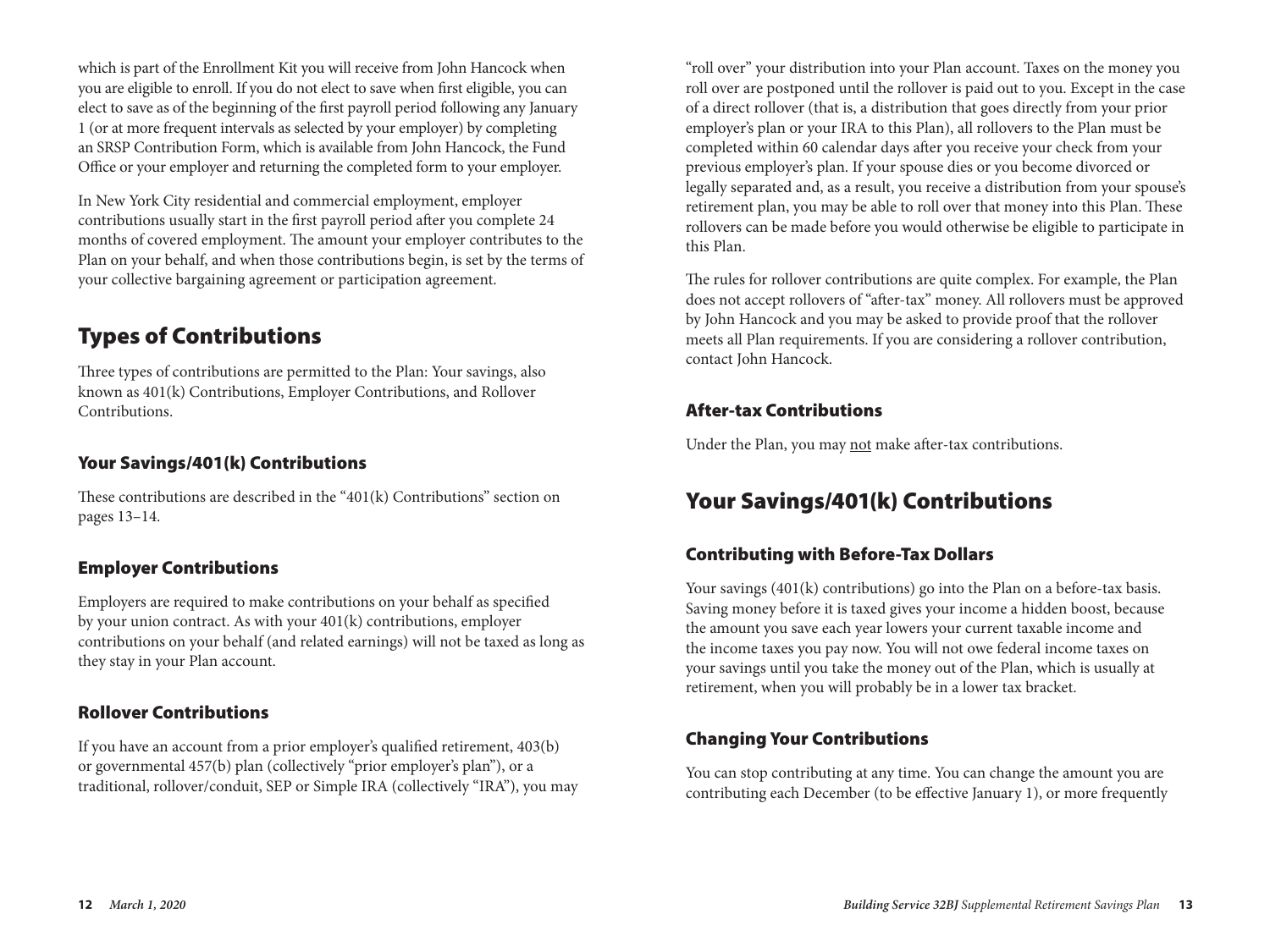which is part of the Enrollment Kit you will receive from John Hancock when you are eligible to enroll. If you do not elect to save when first eligible, you can elect to save as of the beginning of the first payroll period following any January 1 (or at more frequent intervals as selected by your employer) by completing an SRSP Contribution Form, which is available from John Hancock, the Fund Office or your employer and returning the completed form to your employer.

In New York City residential and commercial employment, employer contributions usually start in the first payroll period after you complete 24 months of covered employment. The amount your employer contributes to the Plan on your behalf, and when those contributions begin, is set by the terms of your collective bargaining agreement or participation agreement.

## Types of Contributions

Three types of contributions are permitted to the Plan: Your savings, also known as 401(k) Contributions, Employer Contributions, and Rollover Contributions.

### Your Savings/401(k) Contributions

These contributions are described in the "401(k) Contributions" section on pages 13–14.

### Employer Contributions

Employers are required to make contributions on your behalf as specified by your union contract. As with your 401(k) contributions, employer contributions on your behalf (and related earnings) will not be taxed as long as they stay in your Plan account.

### Rollover Contributions

If you have an account from a prior employer's qualified retirement, 403(b) or governmental 457(b) plan (collectively "prior employer's plan"), or a traditional, rollover/conduit, SEP or Simple IRA (collectively "IRA"), you may "roll over" your distribution into your Plan account. Taxes on the money you roll over are postponed until the rollover is paid out to you. Except in the case of a direct rollover (that is, a distribution that goes directly from your prior employer's plan or your IRA to this Plan), all rollovers to the Plan must be completed within 60 calendar days after you receive your check from your previous employer's plan. If your spouse dies or you become divorced or legally separated and, as a result, you receive a distribution from your spouse's retirement plan, you may be able to roll over that money into this Plan. These rollovers can be made before you would otherwise be eligible to participate in this Plan.

The rules for rollover contributions are quite complex. For example, the Plan does not accept rollovers of "after-tax" money. All rollovers must be approved by John Hancock and you may be asked to provide proof that the rollover meets all Plan requirements. If you are considering a rollover contribution, contact John Hancock.

### After-tax Contributions

Under the Plan, you may not make after-tax contributions.

## Your Savings/401(k) Contributions

### Contributing with Before-Tax Dollars

Your savings (401(k) contributions) go into the Plan on a before-tax basis. Saving money before it is taxed gives your income a hidden boost, because the amount you save each year lowers your current taxable income and the income taxes you pay now. You will not owe federal income taxes on your savings until you take the money out of the Plan, which is usually at retirement, when you will probably be in a lower tax bracket.

### Changing Your Contributions

You can stop contributing at any time. You can change the amount you are contributing each December (to be effective January 1), or more frequently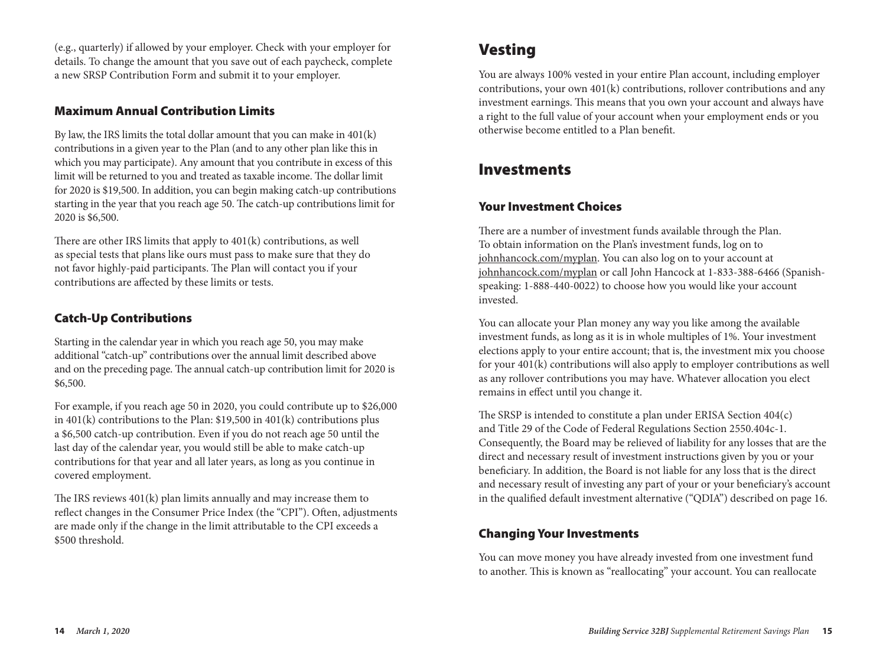(e.g., quarterly) if allowed by your employer. Check with your employer for details. To change the amount that you save out of each paycheck, complete a new SRSP Contribution Form and submit it to your employer.

### Maximum Annual Contribution Limits

By law, the IRS limits the total dollar amount that you can make in 401(k) contributions in a given year to the Plan (and to any other plan like this in which you may participate). Any amount that you contribute in excess of this limit will be returned to you and treated as taxable income. The dollar limit for 2020 is $19,500. In addition, you can begin making catch-up contributions starting in the year that you reach age 50. The catch-up contributions limit for 2020 is $6,500.

There are other IRS limits that apply to 401(k) contributions, as well as special tests that plans like ours must pass to make sure that they do not favor highly-paid participants. The Plan will contact you if your contributions are affected by these limits or tests.

### Catch-Up Contributions

Starting in the calendar year in which you reach age 50, you may make additional "catch-up" contributions over the annual limit described above and on the preceding page. The annual catch-up contribution limit for 2020 is $6,500.

For example, if you reach age 50 in 2020, you could contribute up to $26,000 in 401(k) contributions to the Plan: $19,500 in 401(k) contributions plus a $6,500 catch-up contribution. Even if you do not reach age 50 until the last day of the calendar year, you would still be able to make catch-up contributions for that year and all later years, as long as you continue in covered employment.

The IRS reviews 401(k) plan limits annually and may increase them to reflect changes in the Consumer Price Index (the "CPI"). Often, adjustments are made only if the change in the limit attributable to the CPI exceeds a $500 threshold.

## Vesting

You are always 100% vested in your entire Plan account, including employer contributions, your own 401(k) contributions, rollover contributions and any investment earnings. This means that you own your account and always have a right to the full value of your account when your employment ends or you otherwise become entitled to a Plan benefit.

## Investments

### Your Investment Choices

There are a number of investment funds available through the Plan. To obtain information on the Plan's investment funds, log on to johnhancock.com/myplan. You can also log on to your account at johnhancock.com/myplan or call John Hancock at 1-833-388-6466 (Spanish-speaking: 1-888-440-0022) to choose how you would like your account invested.

You can allocate your Plan money any way you like among the available investment funds, as long as it is in whole multiples of 1%. Your investment elections apply to your entire account; that is, the investment mix you choose for your 401(k) contributions will also apply to employer contributions as well as any rollover contributions you may have. Whatever allocation you elect remains in effect until you change it.

The SRSP is intended to constitute a plan under ERISA Section 404(c) and Title 29 of the Code of Federal Regulations Section 2550.404c-1. Consequently, the Board may be relieved of liability for any losses that are the direct and necessary result of investment instructions given by you or your beneficiary. In addition, the Board is not liable for any loss that is the direct and necessary result of investing any part of your or your beneficiary's account in the qualified default investment alternative ("QDIA") described on page 16.

### Changing Your Investments

You can move money you have already invested from one investment fund to another. This is known as "reallocating" your account. You can reallocate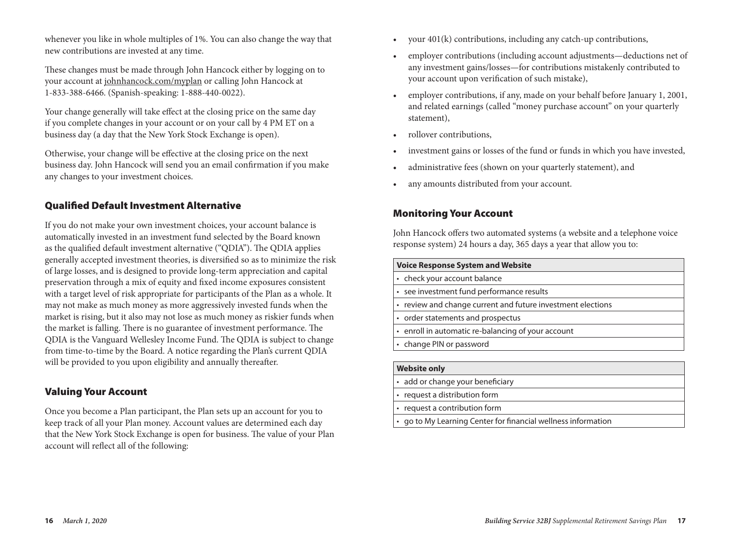whenever you like in whole multiples of 1%. You can also change the way that new contributions are invested at any time.

These changes must be made through John Hancock either by logging on to your account at johnhancock.com/myplan or calling John Hancock at 1-833-388-6466. (Spanish-speaking: 1-888-440-0022).

Your change generally will take effect at the closing price on the same day if you complete changes in your account or on your call by 4 PM ET on a business day (a day that the New York Stock Exchange is open).

Otherwise, your change will be effective at the closing price on the next business day. John Hancock will send you an email confirmation if you make any changes to your investment choices.

## Qualified Default Investment Alternative

If you do not make your own investment choices, your account balance is automatically invested in an investment fund selected by the Board known as the qualified default investment alternative ("QDIA"). The QDIA applies generally accepted investment theories, is diversified so as to minimize the risk of large losses, and is designed to provide long-term appreciation and capital preservation through a mix of equity and fixed income exposures consistent with a target level of risk appropriate for participants of the Plan as a whole. It may not make as much money as more aggressively invested funds when the market is rising, but it also may not lose as much money as riskier funds when the market is falling. There is no guarantee of investment performance. The QDIA is the Vanguard Wellesley Income Fund. The QDIA is subject to change from time-to-time by the Board. A notice regarding the Plan's current QDIA will be provided to you upon eligibility and annually thereafter.

## Valuing Your Account

Once you become a Plan participant, the Plan sets up an account for you to keep track of all your Plan money. Account values are determined each day that the New York Stock Exchange is open for business. The value of your Plan account will reflect all of the following:

- your 401(k) contributions, including any catch-up contributions,
- employer contributions (including account adjustments—deductions net of any investment gains/losses—for contributions mistakenly contributed to your account upon verification of such mistake),
- employer contributions, if any, made on your behalf before January 1, 2001, and related earnings (called "money purchase account" on your quarterly statement),
- rollover contributions,
- investment gains or losses of the fund or funds in which you have invested,
- administrative fees (shown on your quarterly statement), and
- any amounts distributed from your account.

## Monitoring Your Account

John Hancock offers two automated systems (a website and a telephone voice response system) 24 hours a day, 365 days a year that allow you to:

| Voice Response System and Website |
|---|
| • check your account balance |
| • see investment fund performance results |
| • review and change current and future investment elections |
| • order statements and prospectus |
| • enroll in automatic re-balancing of your account |
| • change PIN or password |

| Website only |
|---|
| • add or change your beneficiary |
| • request a distribution form |
| • request a contribution form |
| • go to My Learning Center for financial wellness information |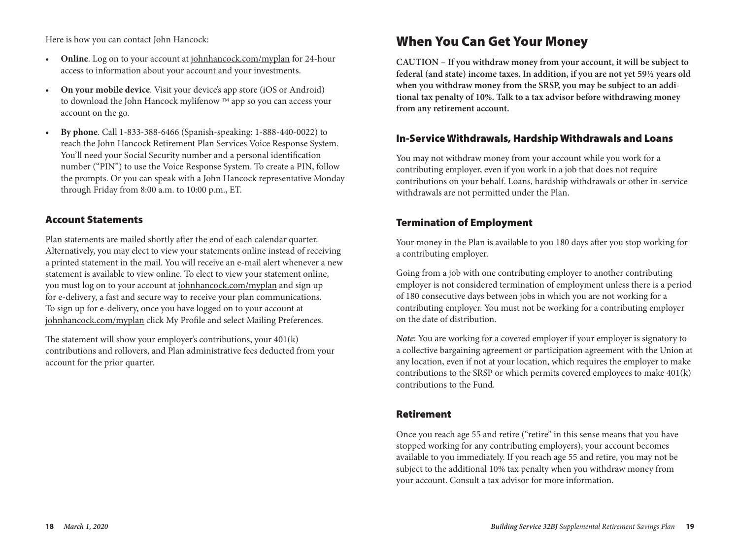Here is how you can contact John Hancock:

- **Online**. Log on to your account at johnhancock.com/myplan for 24-hour access to information about your account and your investments.
- **On your mobile device**. Visit your device's app store (iOS or Android) to download the John Hancock mylifenow ™ app so you can access your account on the go.
- **By phone**. Call 1-833-388-6466 (Spanish-speaking: 1-888-440-0022) to reach the John Hancock Retirement Plan Services Voice Response System. You'll need your Social Security number and a personal identification number ("PIN") to use the Voice Response System. To create a PIN, follow the prompts. Or you can speak with a John Hancock representative Monday through Friday from 8:00 a.m. to 10:00 p.m., ET.

### Account Statements

Plan statements are mailed shortly after the end of each calendar quarter. Alternatively, you may elect to view your statements online instead of receiving a printed statement in the mail. You will receive an e-mail alert whenever a new statement is available to view online. To elect to view your statement online, you must log on to your account at johnhancock.com/myplan and sign up for e-delivery, a fast and secure way to receive your plan communications. To sign up for e-delivery, once you have logged on to your account at johnhancock.com/myplan click My Profile and select Mailing Preferences.

The statement will show your employer's contributions, your 401(k) contributions and rollovers, and Plan administrative fees deducted from your account for the prior quarter.

## When You Can Get Your Money

**CAUTION – If you withdraw money from your account, it will be subject to federal (and state) income taxes. In addition, if you are not yet 59½ years old when you withdraw money from the SRSP, you may be subject to an additional tax penalty of 10%. Talk to a tax advisor before withdrawing money from any retirement account.**

### In-Service Withdrawals, Hardship Withdrawals and Loans

You may not withdraw money from your account while you work for a contributing employer, even if you work in a job that does not require contributions on your behalf. Loans, hardship withdrawals or other in-service withdrawals are not permitted under the Plan.

### Termination of Employment

Your money in the Plan is available to you 180 days after you stop working for a contributing employer.

Going from a job with one contributing employer to another contributing employer is not considered termination of employment unless there is a period of 180 consecutive days between jobs in which you are not working for a contributing employer. You must not be working for a contributing employer on the date of distribution.

***Note***: You are working for a covered employer if your employer is signatory to a collective bargaining agreement or participation agreement with the Union at any location, even if not at your location, which requires the employer to make contributions to the SRSP or which permits covered employees to make 401(k) contributions to the Fund.

### Retirement

Once you reach age 55 and retire ("retire" in this sense means that you have stopped working for any contributing employers), your account becomes available to you immediately. If you reach age 55 and retire, you may not be subject to the additional 10% tax penalty when you withdraw money from your account. Consult a tax advisor for more information.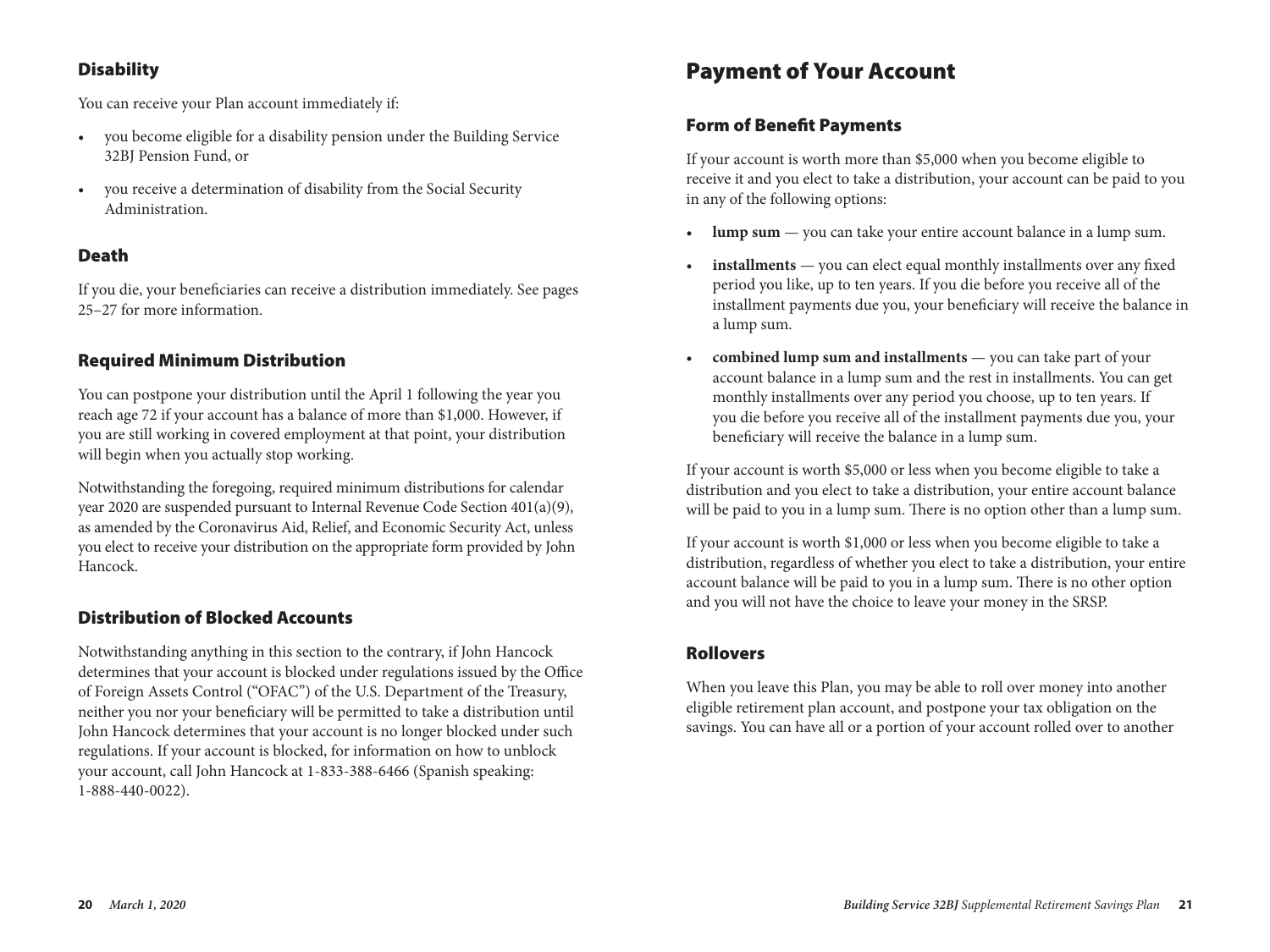### Disability

You can receive your Plan account immediately if:

- you become eligible for a disability pension under the Building Service 32BJ Pension Fund, or
- you receive a determination of disability from the Social Security Administration.

### Death

If you die, your beneficiaries can receive a distribution immediately. See pages 25–27 for more information.

### Required Minimum Distribution

You can postpone your distribution until the April 1 following the year you reach age 72 if your account has a balance of more than $1,000. However, if you are still working in covered employment at that point, your distribution will begin when you actually stop working.

Notwithstanding the foregoing, required minimum distributions for calendar year 2020 are suspended pursuant to Internal Revenue Code Section 401(a)(9), as amended by the Coronavirus Aid, Relief, and Economic Security Act, unless you elect to receive your distribution on the appropriate form provided by John Hancock.

### Distribution of Blocked Accounts

Notwithstanding anything in this section to the contrary, if John Hancock determines that your account is blocked under regulations issued by the Office of Foreign Assets Control ("OFAC") of the U.S. Department of the Treasury, neither you nor your beneficiary will be permitted to take a distribution until John Hancock determines that your account is no longer blocked under such regulations. If your account is blocked, for information on how to unblock your account, call John Hancock at 1-833-388-6466 (Spanish speaking: 1-888-440-0022).

# Payment of Your Account

## Form of Benefit Payments

If your account is worth more than $5,000 when you become eligible to receive it and you elect to take a distribution, your account can be paid to you in any of the following options:

- **lump sum** — you can take your entire account balance in a lump sum.
- **installments** — you can elect equal monthly installments over any fixed period you like, up to ten years. If you die before you receive all of the installment payments due you, your beneficiary will receive the balance in a lump sum.
- **combined lump sum and installments** — you can take part of your account balance in a lump sum and the rest in installments. You can get monthly installments over any period you choose, up to ten years. If you die before you receive all of the installment payments due you, your beneficiary will receive the balance in a lump sum.

If your account is worth $5,000 or less when you become eligible to take a distribution and you elect to take a distribution, your entire account balance will be paid to you in a lump sum. There is no option other than a lump sum.

If your account is worth $1,000 or less when you become eligible to take a distribution, regardless of whether you elect to take a distribution, your entire account balance will be paid to you in a lump sum. There is no other option and you will not have the choice to leave your money in the SRSP.

## Rollovers

When you leave this Plan, you may be able to roll over money into another eligible retirement plan account, and postpone your tax obligation on the savings. You can have all or a portion of your account rolled over to another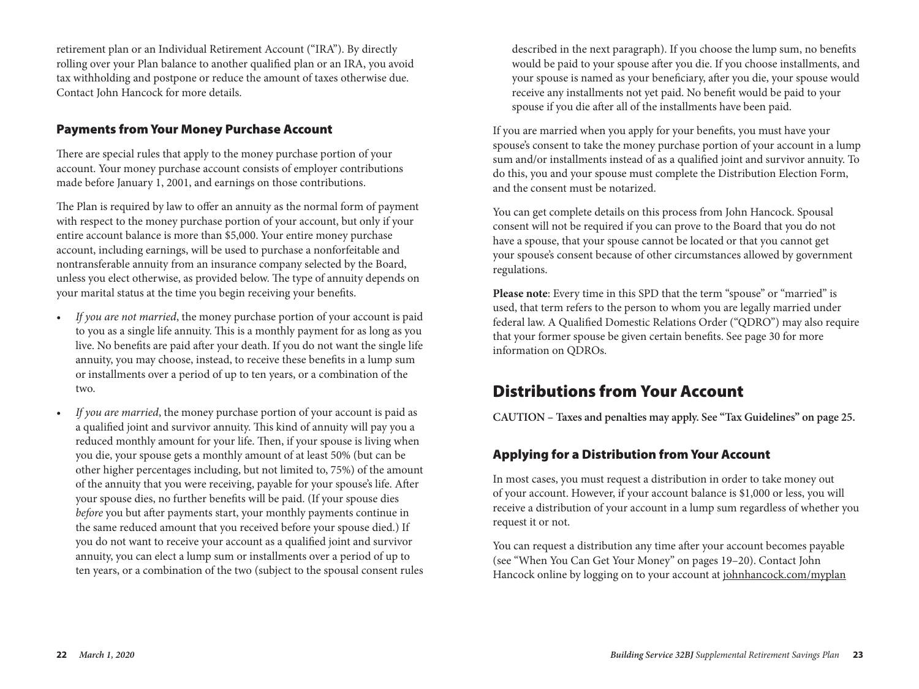retirement plan or an Individual Retirement Account ("IRA"). By directly rolling over your Plan balance to another qualified plan or an IRA, you avoid tax withholding and postpone or reduce the amount of taxes otherwise due. Contact John Hancock for more details.

### Payments from Your Money Purchase Account

There are special rules that apply to the money purchase portion of your account. Your money purchase account consists of employer contributions made before January 1, 2001, and earnings on those contributions.

The Plan is required by law to offer an annuity as the normal form of payment with respect to the money purchase portion of your account, but only if your entire account balance is more than $5,000. Your entire money purchase account, including earnings, will be used to purchase a nonforfeitable and nontransferable annuity from an insurance company selected by the Board, unless you elect otherwise, as provided below. The type of annuity depends on your marital status at the time you begin receiving your benefits.

- *If you are not married*, the money purchase portion of your account is paid to you as a single life annuity. This is a monthly payment for as long as you live. No benefits are paid after your death. If you do not want the single life annuity, you may choose, instead, to receive these benefits in a lump sum or installments over a period of up to ten years, or a combination of the two.
- *If you are married*, the money purchase portion of your account is paid as a qualified joint and survivor annuity. This kind of annuity will pay you a reduced monthly amount for your life. Then, if your spouse is living when you die, your spouse gets a monthly amount of at least 50% (but can be other higher percentages including, but not limited to, 75%) of the amount of the annuity that you were receiving, payable for your spouse's life. After your spouse dies, no further benefits will be paid. (If your spouse dies *before* you but after payments start, your monthly payments continue in the same reduced amount that you received before your spouse died.) If you do not want to receive your account as a qualified joint and survivor annuity, you can elect a lump sum or installments over a period of up to ten years, or a combination of the two (subject to the spousal consent rules described in the next paragraph). If you choose the lump sum, no benefits would be paid to your spouse after you die. If you choose installments, and your spouse is named as your beneficiary, after you die, your spouse would receive any installments not yet paid. No benefit would be paid to your spouse if you die after all of the installments have been paid.

If you are married when you apply for your benefits, you must have your spouse's consent to take the money purchase portion of your account in a lump sum and/or installments instead of as a qualified joint and survivor annuity. To do this, you and your spouse must complete the Distribution Election Form, and the consent must be notarized.

You can get complete details on this process from John Hancock. Spousal consent will not be required if you can prove to the Board that you do not have a spouse, that your spouse cannot be located or that you cannot get your spouse's consent because of other circumstances allowed by government regulations.

**Please note**: Every time in this SPD that the term "spouse" or "married" is used, that term refers to the person to whom you are legally married under federal law. A Qualified Domestic Relations Order ("QDRO") may also require that your former spouse be given certain benefits. See page 30 for more information on QDROs.

## Distributions from Your Account

**CAUTION – Taxes and penalties may apply. See "Tax Guidelines" on page 25.**

### Applying for a Distribution from Your Account

In most cases, you must request a distribution in order to take money out of your account. However, if your account balance is $1,000 or less, you will receive a distribution of your account in a lump sum regardless of whether you request it or not.

You can request a distribution any time after your account becomes payable (see "When You Can Get Your Money" on pages 19–20). Contact John Hancock online by logging on to your account at johnhancock.com/myplan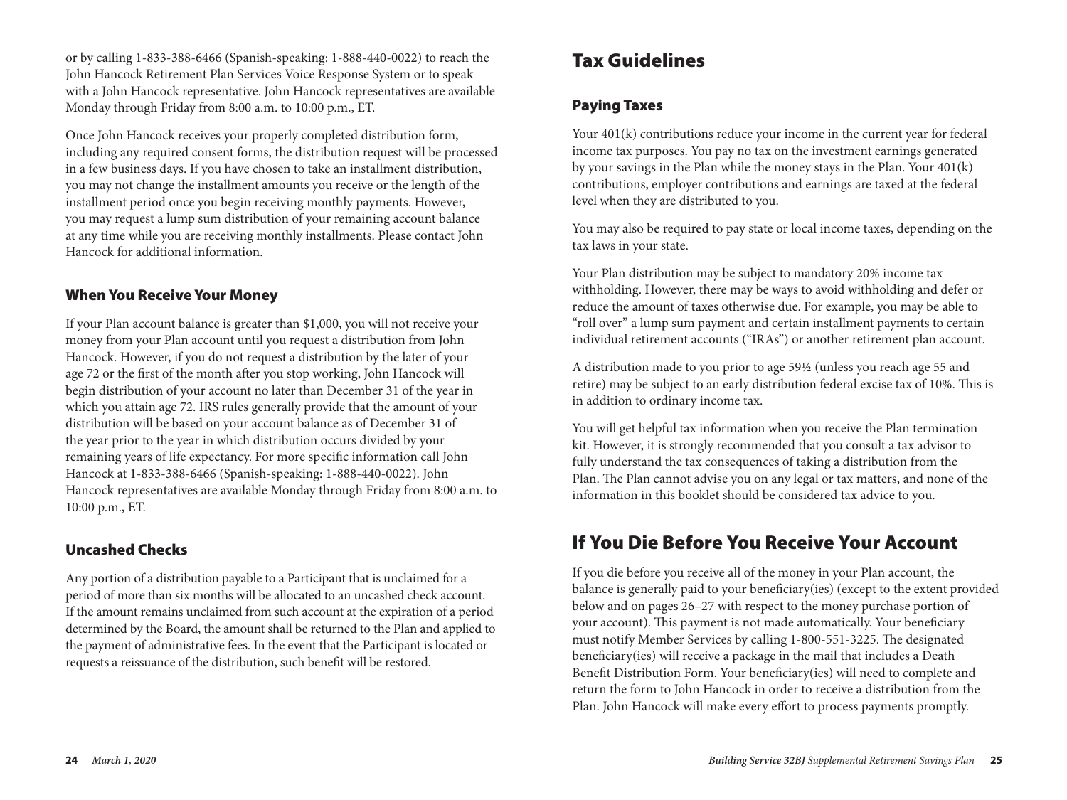or by calling 1-833-388-6466 (Spanish-speaking: 1-888-440-0022) to reach the John Hancock Retirement Plan Services Voice Response System or to speak with a John Hancock representative. John Hancock representatives are available Monday through Friday from 8:00 a.m. to 10:00 p.m., ET.

Once John Hancock receives your properly completed distribution form, including any required consent forms, the distribution request will be processed in a few business days. If you have chosen to take an installment distribution, you may not change the installment amounts you receive or the length of the installment period once you begin receiving monthly payments. However, you may request a lump sum distribution of your remaining account balance at any time while you are receiving monthly installments. Please contact John Hancock for additional information.

### When You Receive Your Money

If your Plan account balance is greater than $1,000, you will not receive your money from your Plan account until you request a distribution from John Hancock. However, if you do not request a distribution by the later of your age 72 or the first of the month after you stop working, John Hancock will begin distribution of your account no later than December 31 of the year in which you attain age 72. IRS rules generally provide that the amount of your distribution will be based on your account balance as of December 31 of the year prior to the year in which distribution occurs divided by your remaining years of life expectancy. For more specific information call John Hancock at 1-833-388-6466 (Spanish-speaking: 1-888-440-0022). John Hancock representatives are available Monday through Friday from 8:00 a.m. to 10:00 p.m., ET.

### Uncashed Checks

Any portion of a distribution payable to a Participant that is unclaimed for a period of more than six months will be allocated to an uncashed check account. If the amount remains unclaimed from such account at the expiration of a period determined by the Board, the amount shall be returned to the Plan and applied to the payment of administrative fees. In the event that the Participant is located or requests a reissuance of the distribution, such benefit will be restored.

## Tax Guidelines

### Paying Taxes

Your 401(k) contributions reduce your income in the current year for federal income tax purposes. You pay no tax on the investment earnings generated by your savings in the Plan while the money stays in the Plan. Your 401(k) contributions, employer contributions and earnings are taxed at the federal level when they are distributed to you.

You may also be required to pay state or local income taxes, depending on the tax laws in your state.

Your Plan distribution may be subject to mandatory 20% income tax withholding. However, there may be ways to avoid withholding and defer or reduce the amount of taxes otherwise due. For example, you may be able to "roll over" a lump sum payment and certain installment payments to certain individual retirement accounts ("IRAs") or another retirement plan account.

A distribution made to you prior to age 59½ (unless you reach age 55 and retire) may be subject to an early distribution federal excise tax of 10%. This is in addition to ordinary income tax.

You will get helpful tax information when you receive the Plan termination kit. However, it is strongly recommended that you consult a tax advisor to fully understand the tax consequences of taking a distribution from the Plan. The Plan cannot advise you on any legal or tax matters, and none of the information in this booklet should be considered tax advice to you.

## If You Die Before You Receive Your Account

If you die before you receive all of the money in your Plan account, the balance is generally paid to your beneficiary(ies) (except to the extent provided below and on pages 26–27 with respect to the money purchase portion of your account). This payment is not made automatically. Your beneficiary must notify Member Services by calling 1-800-551-3225. The designated beneficiary(ies) will receive a package in the mail that includes a Death Benefit Distribution Form. Your beneficiary(ies) will need to complete and return the form to John Hancock in order to receive a distribution from the Plan. John Hancock will make every effort to process payments promptly.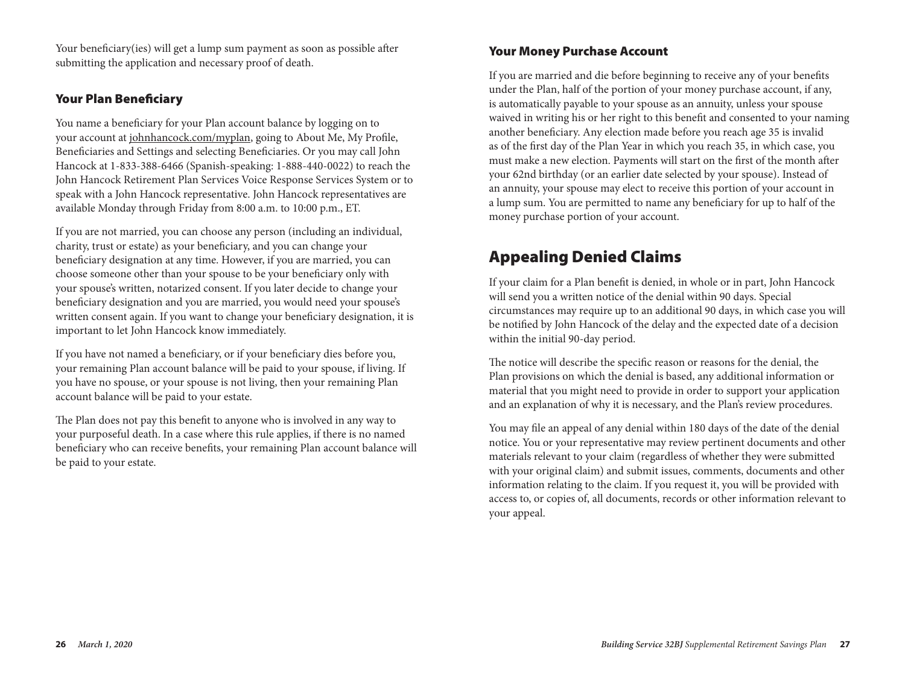Your beneficiary(ies) will get a lump sum payment as soon as possible after submitting the application and necessary proof of death.

### Your Plan Beneficiary

You name a beneficiary for your Plan account balance by logging on to your account at johnhancock.com/myplan, going to About Me, My Profile, Beneficiaries and Settings and selecting Beneficiaries. Or you may call John Hancock at 1-833-388-6466 (Spanish-speaking: 1-888-440-0022) to reach the John Hancock Retirement Plan Services Voice Response Services System or to speak with a John Hancock representative. John Hancock representatives are available Monday through Friday from 8:00 a.m. to 10:00 p.m., ET.

If you are not married, you can choose any person (including an individual, charity, trust or estate) as your beneficiary, and you can change your beneficiary designation at any time. However, if you are married, you can choose someone other than your spouse to be your beneficiary only with your spouse's written, notarized consent. If you later decide to change your beneficiary designation and you are married, you would need your spouse's written consent again. If you want to change your beneficiary designation, it is important to let John Hancock know immediately.

If you have not named a beneficiary, or if your beneficiary dies before you, your remaining Plan account balance will be paid to your spouse, if living. If you have no spouse, or your spouse is not living, then your remaining Plan account balance will be paid to your estate.

The Plan does not pay this benefit to anyone who is involved in any way to your purposeful death. In a case where this rule applies, if there is no named beneficiary who can receive benefits, your remaining Plan account balance will be paid to your estate.

### Your Money Purchase Account

If you are married and die before beginning to receive any of your benefits under the Plan, half of the portion of your money purchase account, if any, is automatically payable to your spouse as an annuity, unless your spouse waived in writing his or her right to this benefit and consented to your naming another beneficiary. Any election made before you reach age 35 is invalid as of the first day of the Plan Year in which you reach 35, in which case, you must make a new election. Payments will start on the first of the month after your 62nd birthday (or an earlier date selected by your spouse). Instead of an annuity, your spouse may elect to receive this portion of your account in a lump sum. You are permitted to name any beneficiary for up to half of the money purchase portion of your account.

## Appealing Denied Claims

If your claim for a Plan benefit is denied, in whole or in part, John Hancock will send you a written notice of the denial within 90 days. Special circumstances may require up to an additional 90 days, in which case you will be notified by John Hancock of the delay and the expected date of a decision within the initial 90-day period.

The notice will describe the specific reason or reasons for the denial, the Plan provisions on which the denial is based, any additional information or material that you might need to provide in order to support your application and an explanation of why it is necessary, and the Plan's review procedures.

You may file an appeal of any denial within 180 days of the date of the denial notice. You or your representative may review pertinent documents and other materials relevant to your claim (regardless of whether they were submitted with your original claim) and submit issues, comments, documents and other information relating to the claim. If you request it, you will be provided with access to, or copies of, all documents, records or other information relevant to your appeal.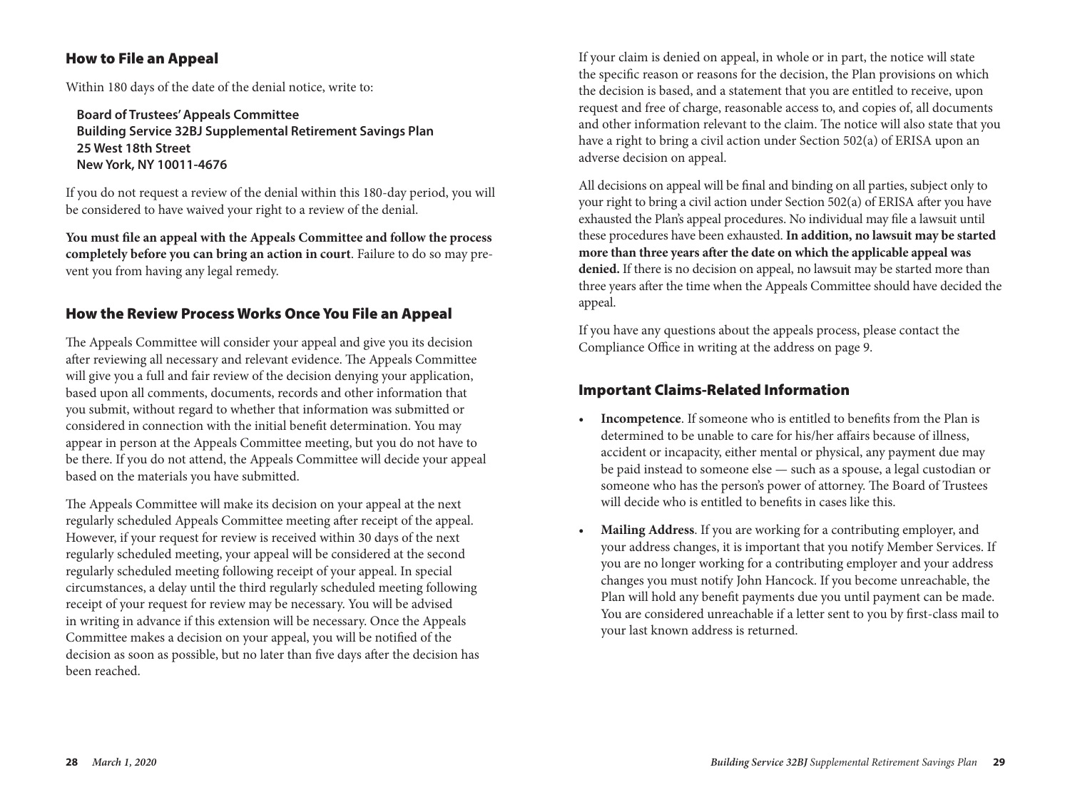## How to File an Appeal

Within 180 days of the date of the denial notice, write to:

**Board of Trustees' Appeals Committee**
**Building Service 32BJ Supplemental Retirement Savings Plan**
**25 West 18th Street**
**New York, NY 10011-4676**

If you do not request a review of the denial within this 180-day period, you will be considered to have waived your right to a review of the denial.

**You must file an appeal with the Appeals Committee and follow the process completely before you can bring an action in court**. Failure to do so may prevent you from having any legal remedy.

## How the Review Process Works Once You File an Appeal

The Appeals Committee will consider your appeal and give you its decision after reviewing all necessary and relevant evidence. The Appeals Committee will give you a full and fair review of the decision denying your application, based upon all comments, documents, records and other information that you submit, without regard to whether that information was submitted or considered in connection with the initial benefit determination. You may appear in person at the Appeals Committee meeting, but you do not have to be there. If you do not attend, the Appeals Committee will decide your appeal based on the materials you have submitted.

The Appeals Committee will make its decision on your appeal at the next regularly scheduled Appeals Committee meeting after receipt of the appeal. However, if your request for review is received within 30 days of the next regularly scheduled meeting, your appeal will be considered at the second regularly scheduled meeting following receipt of your appeal. In special circumstances, a delay until the third regularly scheduled meeting following receipt of your request for review may be necessary. You will be advised in writing in advance if this extension will be necessary. Once the Appeals Committee makes a decision on your appeal, you will be notified of the decision as soon as possible, but no later than five days after the decision has been reached.

If your claim is denied on appeal, in whole or in part, the notice will state the specific reason or reasons for the decision, the Plan provisions on which the decision is based, and a statement that you are entitled to receive, upon request and free of charge, reasonable access to, and copies of, all documents and other information relevant to the claim. The notice will also state that you have a right to bring a civil action under Section 502(a) of ERISA upon an adverse decision on appeal.

All decisions on appeal will be final and binding on all parties, subject only to your right to bring a civil action under Section 502(a) of ERISA after you have exhausted the Plan's appeal procedures. No individual may file a lawsuit until these procedures have been exhausted. **In addition, no lawsuit may be started more than three years after the date on which the applicable appeal was denied.** If there is no decision on appeal, no lawsuit may be started more than three years after the time when the Appeals Committee should have decided the appeal.

If you have any questions about the appeals process, please contact the Compliance Office in writing at the address on page 9.

## Important Claims-Related Information

- **Incompetence**. If someone who is entitled to benefits from the Plan is determined to be unable to care for his/her affairs because of illness, accident or incapacity, either mental or physical, any payment due may be paid instead to someone else — such as a spouse, a legal custodian or someone who has the person's power of attorney. The Board of Trustees will decide who is entitled to benefits in cases like this.
- **Mailing Address**. If you are working for a contributing employer, and your address changes, it is important that you notify Member Services. If you are no longer working for a contributing employer and your address changes you must notify John Hancock. If you become unreachable, the Plan will hold any benefit payments due you until payment can be made. You are considered unreachable if a letter sent to you by first-class mail to your last known address is returned.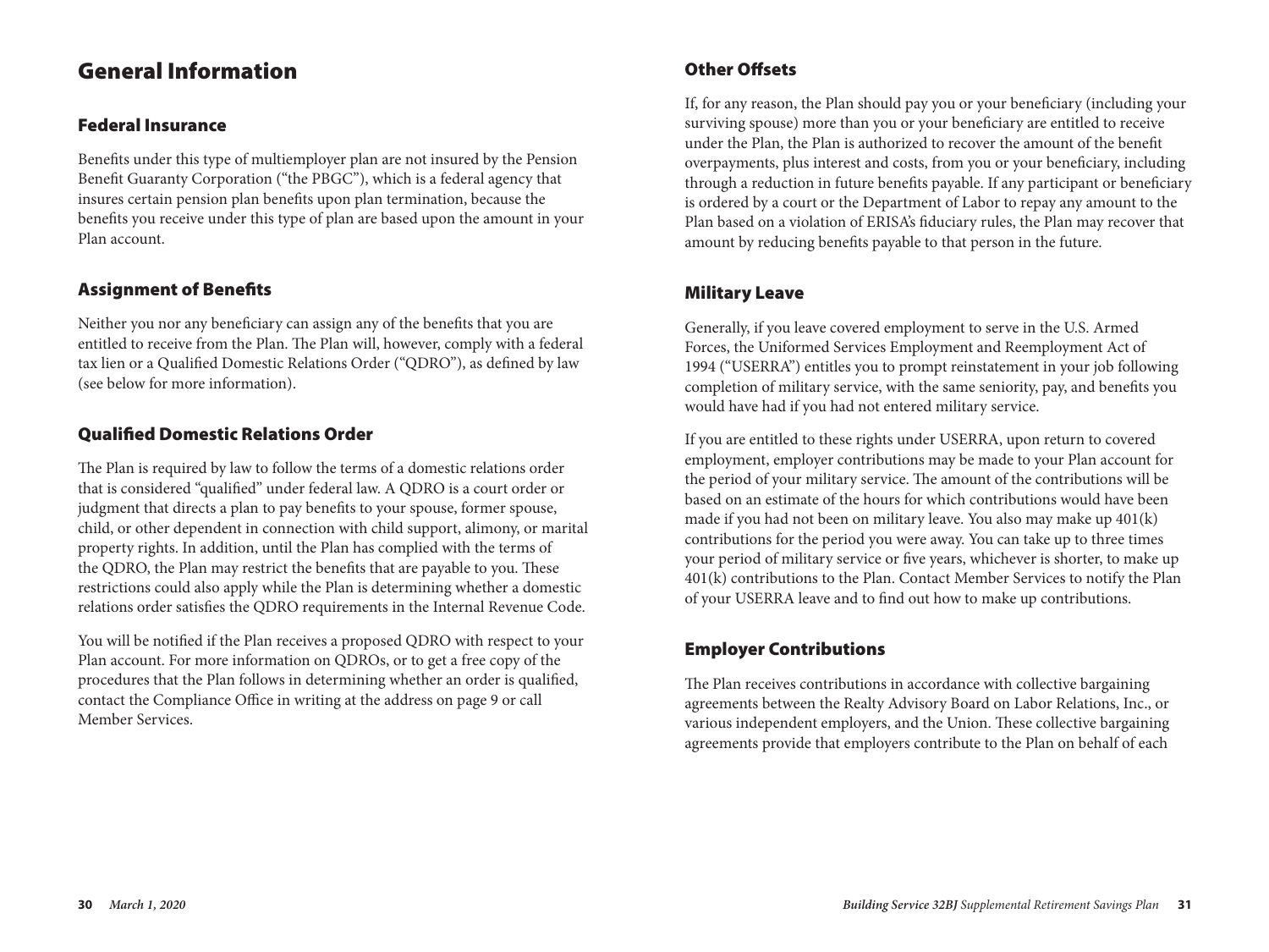# General Information

## Federal Insurance

Benefits under this type of multiemployer plan are not insured by the Pension Benefit Guaranty Corporation ("the PBGC"), which is a federal agency that insures certain pension plan benefits upon plan termination, because the benefits you receive under this type of plan are based upon the amount in your Plan account.

## Assignment of Benefits

Neither you nor any beneficiary can assign any of the benefits that you are entitled to receive from the Plan. The Plan will, however, comply with a federal tax lien or a Qualified Domestic Relations Order ("QDRO"), as defined by law (see below for more information).

## Qualified Domestic Relations Order

The Plan is required by law to follow the terms of a domestic relations order that is considered "qualified" under federal law. A QDRO is a court order or judgment that directs a plan to pay benefits to your spouse, former spouse, child, or other dependent in connection with child support, alimony, or marital property rights. In addition, until the Plan has complied with the terms of the QDRO, the Plan may restrict the benefits that are payable to you. These restrictions could also apply while the Plan is determining whether a domestic relations order satisfies the QDRO requirements in the Internal Revenue Code.

You will be notified if the Plan receives a proposed QDRO with respect to your Plan account. For more information on QDROs, or to get a free copy of the procedures that the Plan follows in determining whether an order is qualified, contact the Compliance Office in writing at the address on page 9 or call Member Services.

## Other Offsets

If, for any reason, the Plan should pay you or your beneficiary (including your surviving spouse) more than you or your beneficiary are entitled to receive under the Plan, the Plan is authorized to recover the amount of the benefit overpayments, plus interest and costs, from you or your beneficiary, including through a reduction in future benefits payable. If any participant or beneficiary is ordered by a court or the Department of Labor to repay any amount to the Plan based on a violation of ERISA's fiduciary rules, the Plan may recover that amount by reducing benefits payable to that person in the future.

## Military Leave

Generally, if you leave covered employment to serve in the U.S. Armed Forces, the Uniformed Services Employment and Reemployment Act of 1994 ("USERRA") entitles you to prompt reinstatement in your job following completion of military service, with the same seniority, pay, and benefits you would have had if you had not entered military service.

If you are entitled to these rights under USERRA, upon return to covered employment, employer contributions may be made to your Plan account for the period of your military service. The amount of the contributions will be based on an estimate of the hours for which contributions would have been made if you had not been on military leave. You also may make up 401(k) contributions for the period you were away. You can take up to three times your period of military service or five years, whichever is shorter, to make up 401(k) contributions to the Plan. Contact Member Services to notify the Plan of your USERRA leave and to find out how to make up contributions.

## Employer Contributions

The Plan receives contributions in accordance with collective bargaining agreements between the Realty Advisory Board on Labor Relations, Inc., or various independent employers, and the Union. These collective bargaining agreements provide that employers contribute to the Plan on behalf of each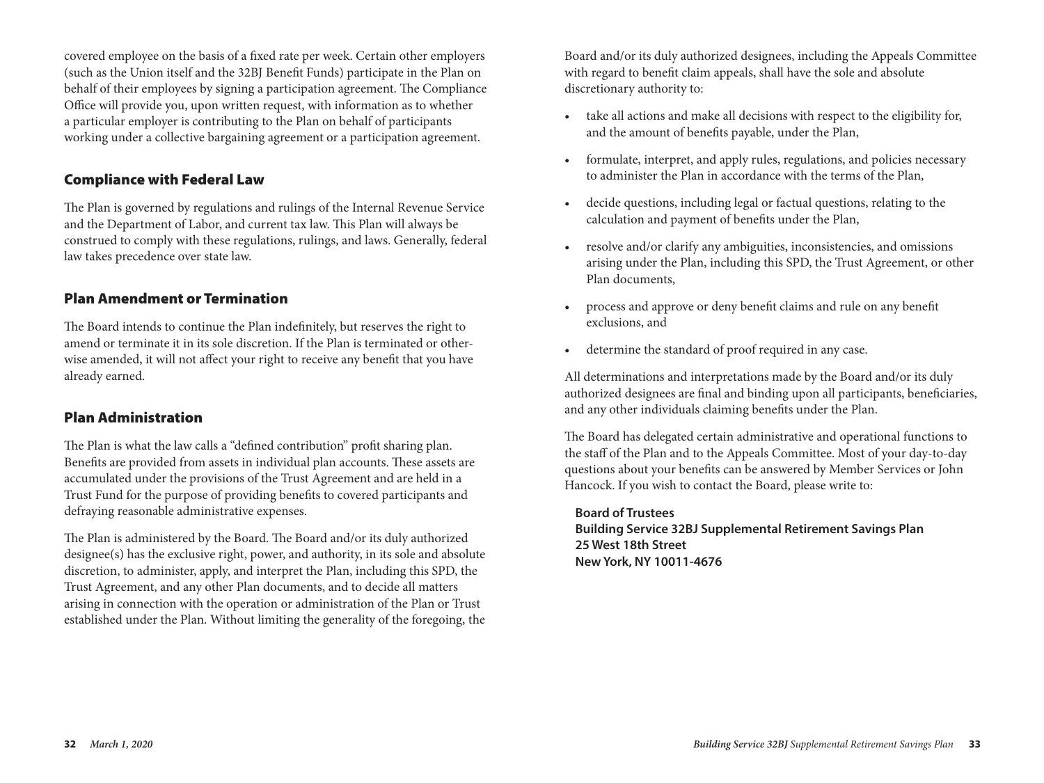covered employee on the basis of a fixed rate per week. Certain other employers (such as the Union itself and the 32BJ Benefit Funds) participate in the Plan on behalf of their employees by signing a participation agreement. The Compliance Office will provide you, upon written request, with information as to whether a particular employer is contributing to the Plan on behalf of participants working under a collective bargaining agreement or a participation agreement.

## Compliance with Federal Law

The Plan is governed by regulations and rulings of the Internal Revenue Service and the Department of Labor, and current tax law. This Plan will always be construed to comply with these regulations, rulings, and laws. Generally, federal law takes precedence over state law.

## Plan Amendment or Termination

The Board intends to continue the Plan indefinitely, but reserves the right to amend or terminate it in its sole discretion. If the Plan is terminated or otherwise amended, it will not affect your right to receive any benefit that you have already earned.

## Plan Administration

The Plan is what the law calls a "defined contribution" profit sharing plan. Benefits are provided from assets in individual plan accounts. These assets are accumulated under the provisions of the Trust Agreement and are held in a Trust Fund for the purpose of providing benefits to covered participants and defraying reasonable administrative expenses.

The Plan is administered by the Board. The Board and/or its duly authorized designee(s) has the exclusive right, power, and authority, in its sole and absolute discretion, to administer, apply, and interpret the Plan, including this SPD, the Trust Agreement, and any other Plan documents, and to decide all matters arising in connection with the operation or administration of the Plan or Trust established under the Plan. Without limiting the generality of the foregoing, the Board and/or its duly authorized designees, including the Appeals Committee with regard to benefit claim appeals, shall have the sole and absolute discretionary authority to:

- take all actions and make all decisions with respect to the eligibility for, and the amount of benefits payable, under the Plan,
- formulate, interpret, and apply rules, regulations, and policies necessary to administer the Plan in accordance with the terms of the Plan,
- decide questions, including legal or factual questions, relating to the calculation and payment of benefits under the Plan,
- resolve and/or clarify any ambiguities, inconsistencies, and omissions arising under the Plan, including this SPD, the Trust Agreement, or other Plan documents,
- process and approve or deny benefit claims and rule on any benefit exclusions, and
- determine the standard of proof required in any case.

All determinations and interpretations made by the Board and/or its duly authorized designees are final and binding upon all participants, beneficiaries, and any other individuals claiming benefits under the Plan.

The Board has delegated certain administrative and operational functions to the staff of the Plan and to the Appeals Committee. Most of your day-to-day questions about your benefits can be answered by Member Services or John Hancock. If you wish to contact the Board, please write to:

**Board of Trustees**
**Building Service 32BJ Supplemental Retirement Savings Plan**
**25 West 18th Street**
**New York, NY 10011-4676**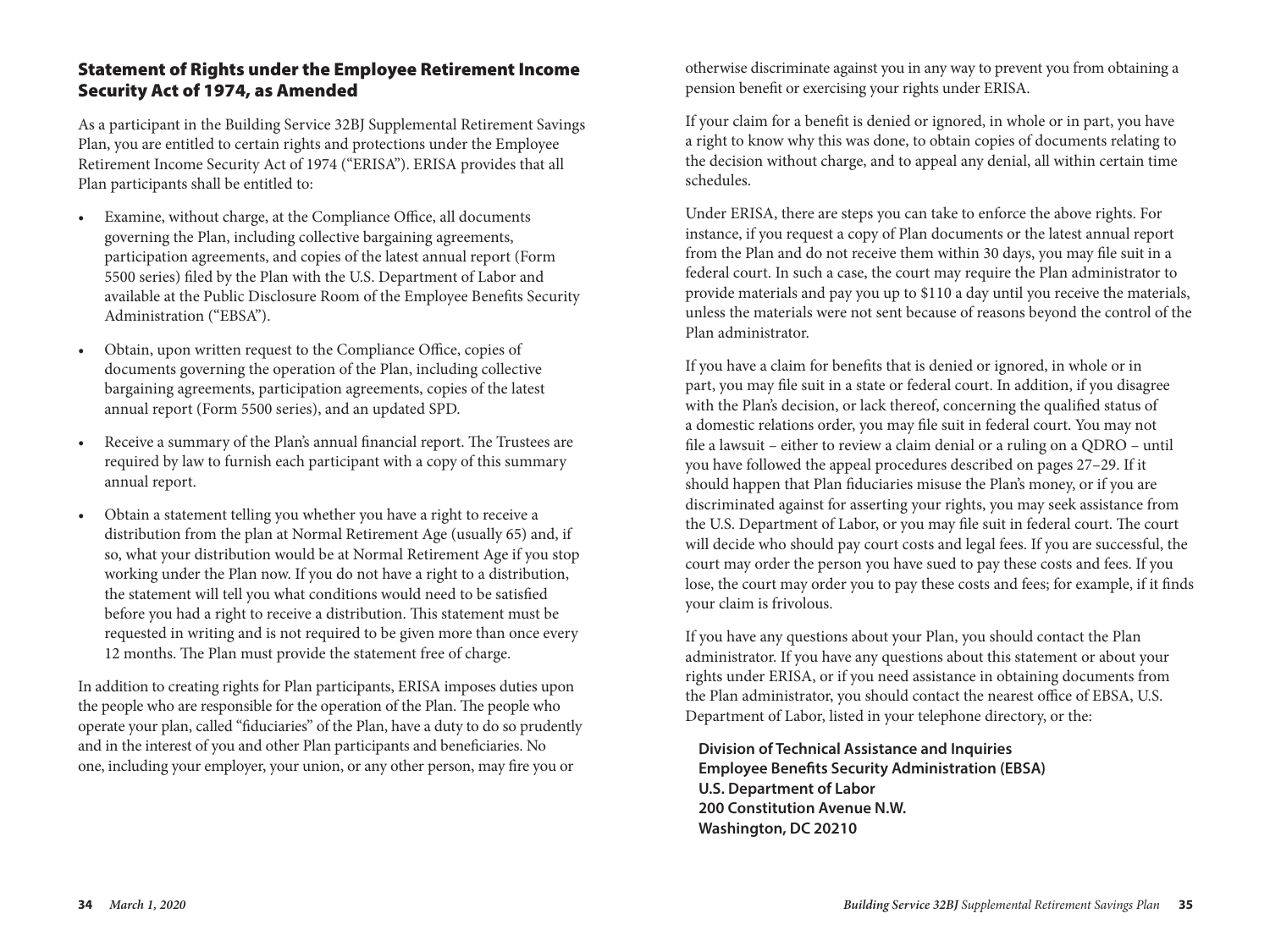## Statement of Rights under the Employee Retirement Income Security Act of 1974, as Amended

As a participant in the Building Service 32BJ Supplemental Retirement Savings Plan, you are entitled to certain rights and protections under the Employee Retirement Income Security Act of 1974 ("ERISA"). ERISA provides that all Plan participants shall be entitled to:

- Examine, without charge, at the Compliance Office, all documents governing the Plan, including collective bargaining agreements, participation agreements, and copies of the latest annual report (Form 5500 series) filed by the Plan with the U.S. Department of Labor and available at the Public Disclosure Room of the Employee Benefits Security Administration ("EBSA").
- Obtain, upon written request to the Compliance Office, copies of documents governing the operation of the Plan, including collective bargaining agreements, participation agreements, copies of the latest annual report (Form 5500 series), and an updated SPD.
- Receive a summary of the Plan's annual financial report. The Trustees are required by law to furnish each participant with a copy of this summary annual report.
- Obtain a statement telling you whether you have a right to receive a distribution from the plan at Normal Retirement Age (usually 65) and, if so, what your distribution would be at Normal Retirement Age if you stop working under the Plan now. If you do not have a right to a distribution, the statement will tell you what conditions would need to be satisfied before you had a right to receive a distribution. This statement must be requested in writing and is not required to be given more than once every 12 months. The Plan must provide the statement free of charge.

In addition to creating rights for Plan participants, ERISA imposes duties upon the people who are responsible for the operation of the Plan. The people who operate your plan, called "fiduciaries" of the Plan, have a duty to do so prudently and in the interest of you and other Plan participants and beneficiaries. No one, including your employer, your union, or any other person, may fire you or otherwise discriminate against you in any way to prevent you from obtaining a pension benefit or exercising your rights under ERISA.

If your claim for a benefit is denied or ignored, in whole or in part, you have a right to know why this was done, to obtain copies of documents relating to the decision without charge, and to appeal any denial, all within certain time schedules.

Under ERISA, there are steps you can take to enforce the above rights. For instance, if you request a copy of Plan documents or the latest annual report from the Plan and do not receive them within 30 days, you may file suit in a federal court. In such a case, the court may require the Plan administrator to provide materials and pay you up to $110 a day until you receive the materials, unless the materials were not sent because of reasons beyond the control of the Plan administrator.

If you have a claim for benefits that is denied or ignored, in whole or in part, you may file suit in a state or federal court. In addition, if you disagree with the Plan's decision, or lack thereof, concerning the qualified status of a domestic relations order, you may file suit in federal court. You may not file a lawsuit – either to review a claim denial or a ruling on a QDRO – until you have followed the appeal procedures described on pages 27–29. If it should happen that Plan fiduciaries misuse the Plan's money, or if you are discriminated against for asserting your rights, you may seek assistance from the U.S. Department of Labor, or you may file suit in federal court. The court will decide who should pay court costs and legal fees. If you are successful, the court may order the person you have sued to pay these costs and fees. If you lose, the court may order you to pay these costs and fees; for example, if it finds your claim is frivolous.

If you have any questions about your Plan, you should contact the Plan administrator. If you have any questions about this statement or about your rights under ERISA, or if you need assistance in obtaining documents from the Plan administrator, you should contact the nearest office of EBSA, U.S. Department of Labor, listed in your telephone directory, or the:

**Division of Technical Assistance and Inquiries**
**Employee Benefits Security Administration (EBSA)**
**U.S. Department of Labor**
**200 Constitution Avenue N.W.**
**Washington, DC 20210**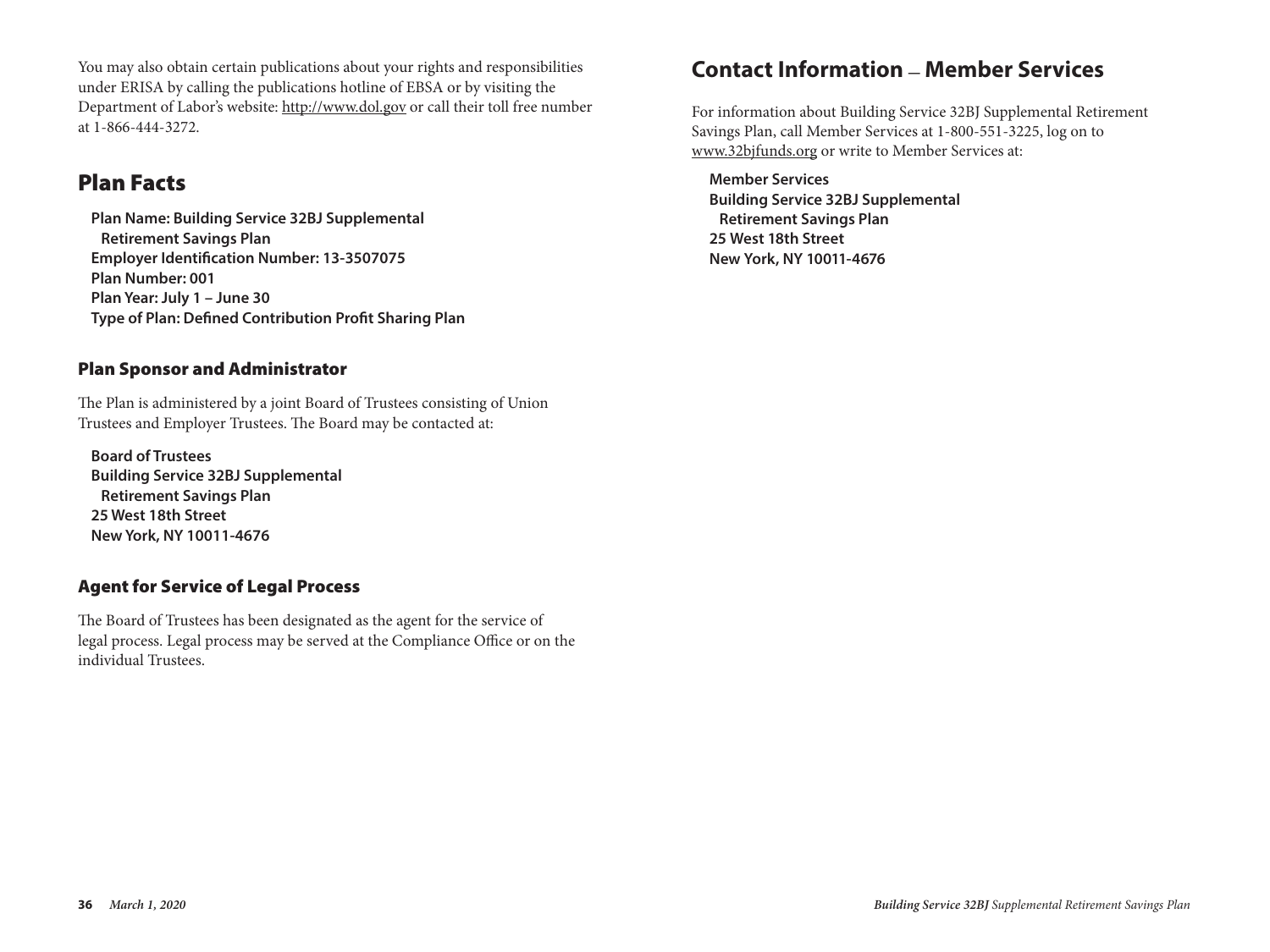You may also obtain certain publications about your rights and responsibilities under ERISA by calling the publications hotline of EBSA or by visiting the Department of Labor's website: http://www.dol.gov or call their toll free number at 1-866-444-3272.

## Plan Facts

**Plan Name: Building Service 32BJ Supplemental Retirement Savings Plan**
**Employer Identification Number: 13-3507075**
**Plan Number: 001**
**Plan Year: July 1 – June 30**
**Type of Plan: Defined Contribution Profit Sharing Plan**

### Plan Sponsor and Administrator

The Plan is administered by a joint Board of Trustees consisting of Union Trustees and Employer Trustees. The Board may be contacted at:

**Board of Trustees**
**Building Service 32BJ Supplemental Retirement Savings Plan**
**25 West 18th Street**
**New York, NY 10011-4676**

### Agent for Service of Legal Process

The Board of Trustees has been designated as the agent for the service of legal process. Legal process may be served at the Compliance Office or on the individual Trustees.

## Contact Information — Member Services

For information about Building Service 32BJ Supplemental Retirement Savings Plan, call Member Services at 1-800-551-3225, log on to www.32bjfunds.org or write to Member Services at:

**Member Services**
**Building Service 32BJ Supplemental Retirement Savings Plan**
**25 West 18th Street**
**New York, NY 10011-4676**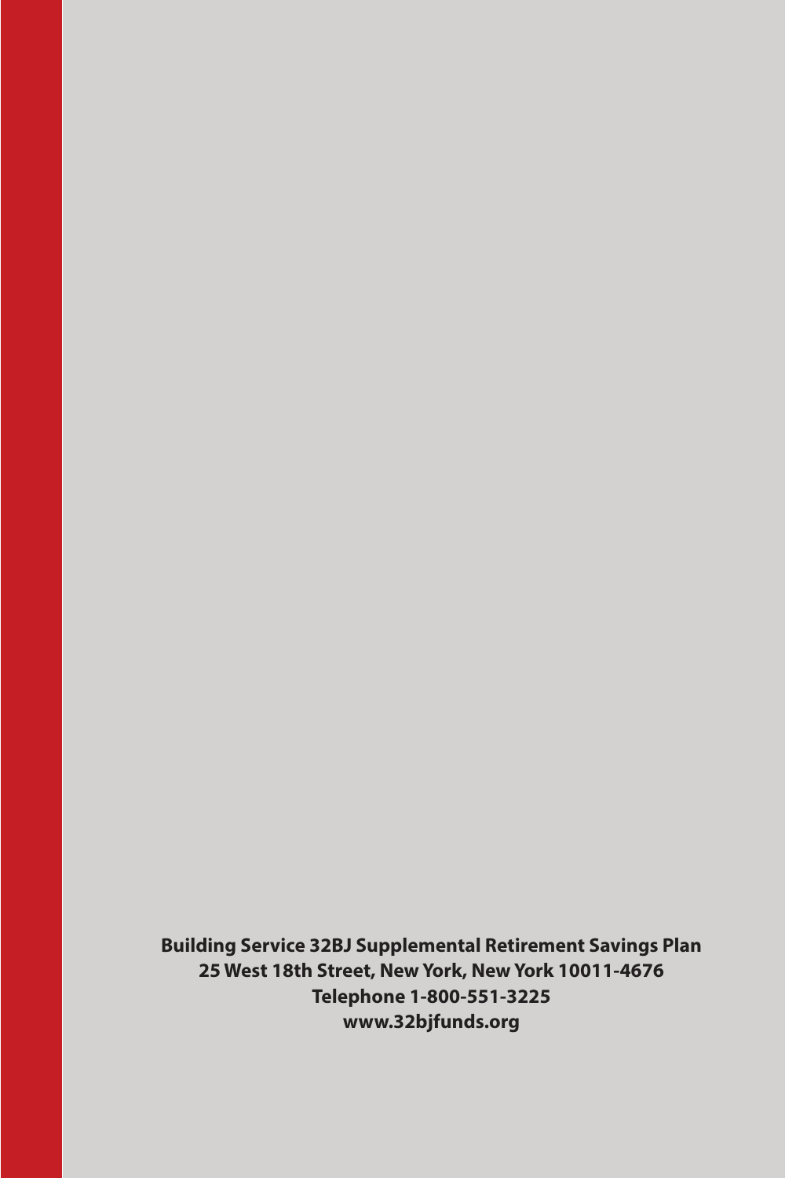**Building Service 32BJ Supplemental Retirement Savings Plan**
**25 West 18th Street, New York, New York 10011-4676**
**Telephone 1-800-551-3225**
**www.32bjfunds.org**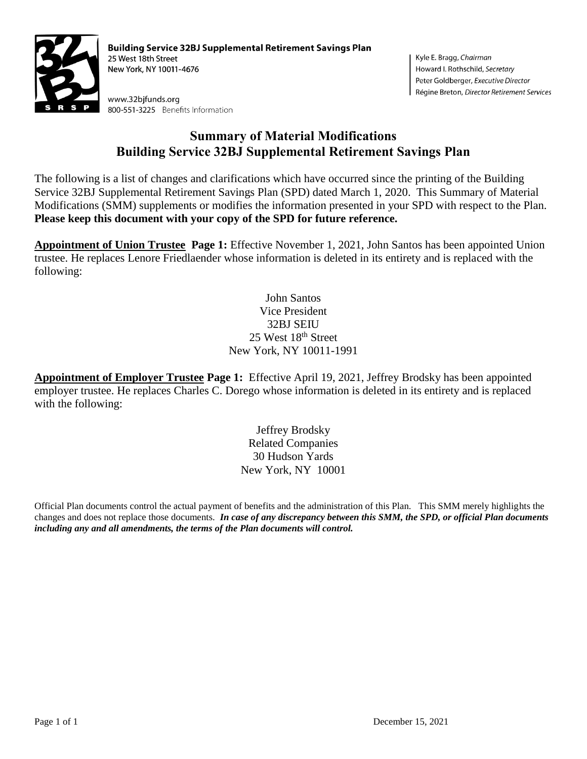**Building Service 32BJ Supplemental Retirement Savings Plan**
25 West 18th Street
New York, NY 10011-4676

www.32bjfunds.org
800-551-3225 Benefits Information

Kyle E. Bragg, *Chairman*
Howard I. Rothschild, *Secretary*
Peter Goldberger, *Executive Director*
Régine Breton, *Director Retirement Services*

# Summary of Material Modifications
# Building Service 32BJ Supplemental Retirement Savings Plan

The following is a list of changes and clarifications which have occurred since the printing of the Building Service 32BJ Supplemental Retirement Savings Plan (SPD) dated March 1, 2020. This Summary of Material Modifications (SMM) supplements or modifies the information presented in your SPD with respect to the Plan. **Please keep this document with your copy of the SPD for future reference.**

**Appointment of Union Trustee Page 1:** Effective November 1, 2021, John Santos has been appointed Union trustee. He replaces Lenore Friedlaender whose information is deleted in its entirety and is replaced with the following:

John Santos
Vice President
32BJ SEIU
25 West 18th Street
New York, NY 10011-1991

**Appointment of Employer Trustee Page 1:** Effective April 19, 2021, Jeffrey Brodsky has been appointed employer trustee. He replaces Charles C. Dorego whose information is deleted in its entirety and is replaced with the following:

Jeffrey Brodsky
Related Companies
30 Hudson Yards
New York, NY 10001

Official Plan documents control the actual payment of benefits and the administration of this Plan. This SMM merely highlights the changes and does not replace those documents. ***In case of any discrepancy between this SMM, the SPD, or official Plan documents including any and all amendments, the terms of the Plan documents will control.***

December 15, 2021